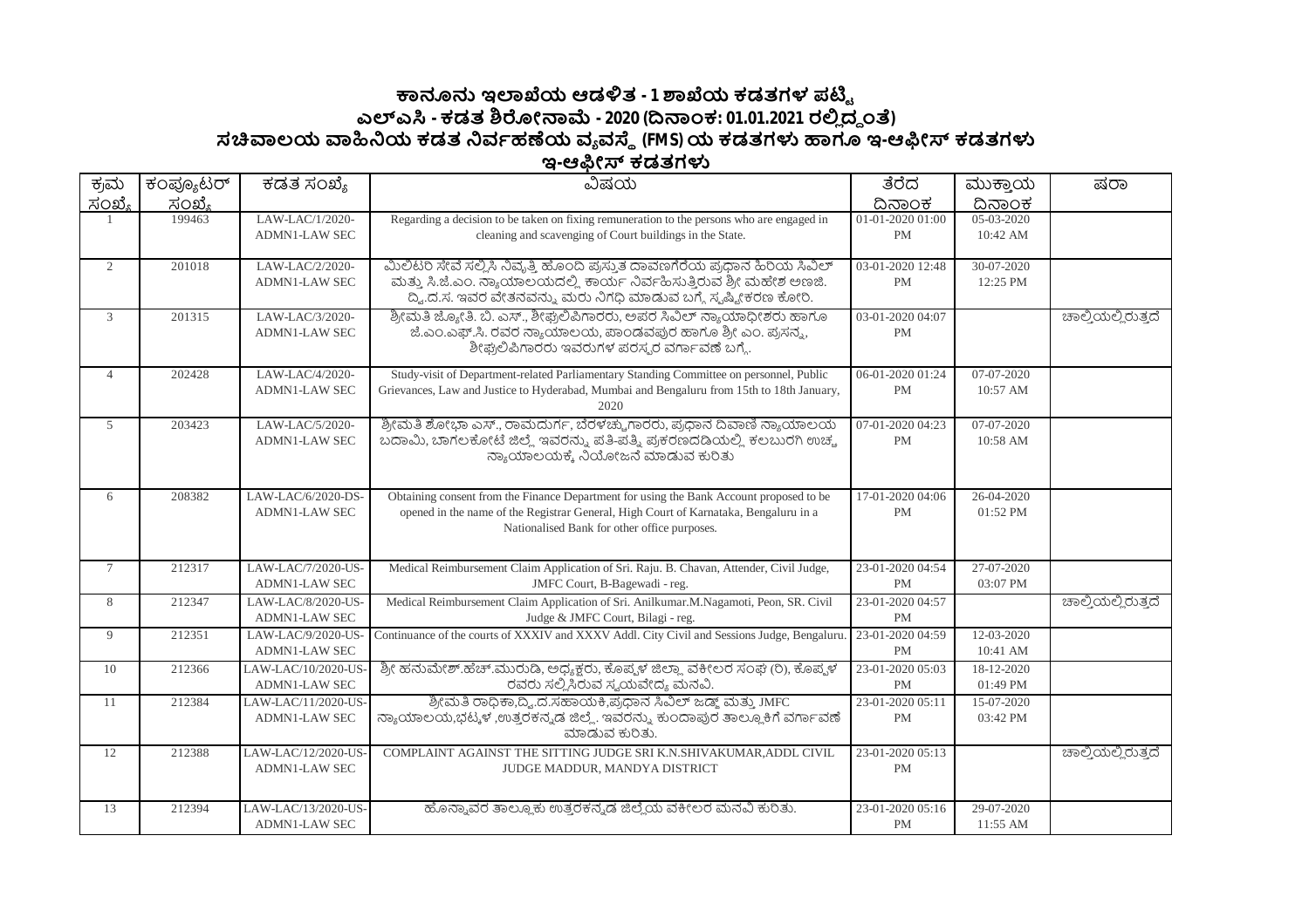# ಕಾನೂನು ಇಲಾಖೆಯ ಆಡಳಿತ - 1 ಶಾಖೆಯ ಕಡತಗಳ ಪಟ್ಟಿ

## ಎಲ್‌ಎಸಿ - ಕಡತ ಶಿರೋನಾಮೆ - 2020 (ದಿನಾಂಕ: 01.01.2021 ರಲ್ಲಿದ್ದಂತೆ)

## ಸಚಿವಾಲಯ ವಾಹಿನಿಯ ಕಡತ ನಿರ್ವಹಣೆಯ ವ್ಯವಸ್ಥೆ (FMS) ಯ ಕಡತಗಳು ಹಾಗೂ ಇ-ಆಫೀಸ್ ಕಡತಗಳು

### ಇ-ಆಫೀಸ್ ಕಡತಗಳು

| ಕ್ರಮ ಸಂಖ್ಯೆ | ಕಂಪ್ಯೂಟರ್ ಸಂಖ್ಯೆ | ಕಡತ ಸಂಖ್ಯೆ | ವಿಷಯ | ತೆರೆದ ದಿನಾಂಕ | ಮುಕ್ತಾಯ ದಿನಾಂಕ | ಷರಾ |
|---|---|---|---|---|---|---|
| 1 | 199463 | LAW-LAC/1/2020-ADMN1-LAW SEC | Regarding a decision to be taken on fixing remuneration to the persons who are engaged in cleaning and scavenging of Court buildings in the State. | 01-01-2020 01:00 PM | 05-03-2020 10:42 AM | |
| 2 | 201018 | LAW-LAC/2/2020-ADMN1-LAW SEC | ಮಿಲಿಟರಿ ಸೇವೆ ಸಲ್ಲಿಸಿ ನಿವೃತ್ತಿ ಹೊಂದಿ ಪ್ರಸ್ತುತ ದಾವಣಗೆರೆಯ ಪ್ರಧಾನ ಹಿರಿಯ ಸಿವಿಲ್ ಮತ್ತು ಸಿ.ಜೆ.ಎಂ. ನ್ಯಾಯಾಲಯದಲ್ಲಿ ಕಾರ್ಯ ನಿರ್ವಹಿಸುತ್ತಿರುವ ಶ್ರೀ ಮಹೇಶ ಅಣಜಿ. ದ್ವಿ.ದ.ಸ. ಇವರ ವೇತನವನ್ನು ಮರು ನಿಗದಿ ಮಾಡುವ ಬಗ್ಗೆ ಸ್ಪಷ್ಟೀಕರಣ ಕೋರಿ. | 03-01-2020 12:48 PM | 30-07-2020 12:25 PM | |
| 3 | 201315 | LAW-LAC/3/2020-ADMN1-LAW SEC | ಶ್ರೀಮತಿ ಜ್ಯೋತಿ. ಬಿ. ಎಸ್., ಶೀಘ್ರಲಿಪಿಗಾರರು, ಅಪರ ಸಿವಿಲ್ ನ್ಯಾಯಾಧೀಶರು ಹಾಗೂ ಜೆ.ಎಂ.ಎಫ್.ಸಿ. ರವರ ನ್ಯಾಯಾಲಯ, ಪಾಂಡವಪುರ ಹಾಗೂ ಶ್ರೀ ಎಂ. ಪ್ರಸನ್ನ, ಶೀಘ್ರಲಿಪಿಗಾರರು ಇವರುಗಳ ಪರಸ್ಪರ ವರ್ಗಾವಣೆ ಬಗ್ಗೆ. | 03-01-2020 04:07 PM | | ಚಾಲ್ತಿಯಲ್ಲಿರುತ್ತದೆ |
| 4 | 202428 | LAW-LAC/4/2020-ADMN1-LAW SEC | Study-visit of Department-related Parliamentary Standing Committee on personnel, Public Grievances, Law and Justice to Hyderabad, Mumbai and Bengaluru from 15th to 18th January, 2020 | 06-01-2020 01:24 PM | 07-07-2020 10:57 AM | |
| 5 | 203423 | LAW-LAC/5/2020-ADMN1-LAW SEC | ಶ್ರೀಮತಿ ಶೋಭಾ ಎಸ್., ರಾಮದುರ್ಗ, ಬೆರಳಚ್ಚುಗಾರರು, ಪ್ರಧಾನ ದಿವಾಣಿ ನ್ಯಾಯಾಲಯ ಬದಾಮಿ, ಬಾಗಲಕೋಟೆ ಜಿಲ್ಲೆ ಇವರನ್ನು ಪತಿ-ಪತ್ನಿ ಪ್ರಕರಣದಡಿಯಲ್ಲಿ ಕಲಬುರಗಿ ಉಚ್ಚ ನ್ಯಾಯಾಲಯಕ್ಕೆ ನಿಯೋಜನೆ ಮಾಡುವ ಕುರಿತು | 07-01-2020 04:23 PM | 07-07-2020 10:58 AM | |
| 6 | 208382 | LAW-LAC/6/2020-DS-ADMN1-LAW SEC | Obtaining consent from the Finance Department for using the Bank Account proposed to be opened in the name of the Registrar General, High Court of Karnataka, Bengaluru in a Nationalised Bank for other office purposes. | 17-01-2020 04:06 PM | 26-04-2020 01:52 PM | |
| 7 | 212317 | LAW-LAC/7/2020-US-ADMN1-LAW SEC | Medical Reimbursement Claim Application of Sri. Raju. B. Chavan, Attender, Civil Judge, JMFC Court, B-Bagewadi - reg. | 23-01-2020 04:54 PM | 27-07-2020 03:07 PM | |
| 8 | 212347 | LAW-LAC/8/2020-US-ADMN1-LAW SEC | Medical Reimbursement Claim Application of Sri. Anilkumar.M.Nagamoti, Peon, SR. Civil Judge & JMFC Court, Bilagi - reg. | 23-01-2020 04:57 PM | | ಚಾಲ್ತಿಯಲ್ಲಿರುತ್ತದೆ |
| 9 | 212351 | LAW-LAC/9/2020-US-ADMN1-LAW SEC | Continuance of the courts of XXXIV and XXXV Addl. City Civil and Sessions Judge, Bengaluru. | 23-01-2020 04:59 PM | 12-03-2020 10:41 AM | |
| 10 | 212366 | LAW-LAC/10/2020-US-ADMN1-LAW SEC | ಶ್ರೀ ಹನುಮೇಶ್.ಹೆಚ್.ಮುರುಡಿ, ಅಧ್ಯಕ್ಷರು, ಕೊಪ್ಪಳ ಜಿಲ್ಲಾ ವಕೀಲರ ಸಂಘ (ರಿ), ಕೊಪ್ಪಳ ರವರು ಸಲ್ಲಿಸಿರುವ ಸ್ವಯವೇದ್ಯ ಮನವಿ. | 23-01-2020 05:03 PM | 18-12-2020 01:49 PM | |
| 11 | 212384 | LAW-LAC/11/2020-US-ADMN1-LAW SEC | ಶ್ರೀಮತಿ ರಾಧಿಕಾ,ದ್ವಿ.ದ.ಸಹಾಯಕಿ,ಪ್ರಧಾನ ಸಿವಿಲ್ ಜಡ್ಜ್ ಮತ್ತು JMFC ನ್ಯಾಯಾಲಯ,ಭಟ್ಕಳ ,ಉತ್ತರಕನ್ನಡ ಜಿಲ್ಲೆ. ಇವರನ್ನು ಕುಂದಾಪುರ ತಾಲ್ಲೂಕಿಗೆ ವರ್ಗಾವಣೆ ಮಾಡುವ ಕುರಿತು. | 23-01-2020 05:11 PM | 15-07-2020 03:42 PM | |
| 12 | 212388 | LAW-LAC/12/2020-US-ADMN1-LAW SEC | COMPLAINT AGAINST THE SITTING JUDGE SRI K.N.SHIVAKUMAR,ADDL CIVIL JUDGE MADDUR, MANDYA DISTRICT | 23-01-2020 05:13 PM | | ಚಾಲ್ತಿಯಲ್ಲಿರುತ್ತದೆ |
| 13 | 212394 | LAW-LAC/13/2020-US-ADMN1-LAW SEC | ಹೊನ್ನಾವರ ತಾಲ್ಲೂಕು ಉತ್ತರಕನ್ನಡ ಜಿಲ್ಲೆಯ ವಕೀಲರ ಮನವಿ ಕುರಿತು. | 23-01-2020 05:16 PM | 29-07-2020 11:55 AM | |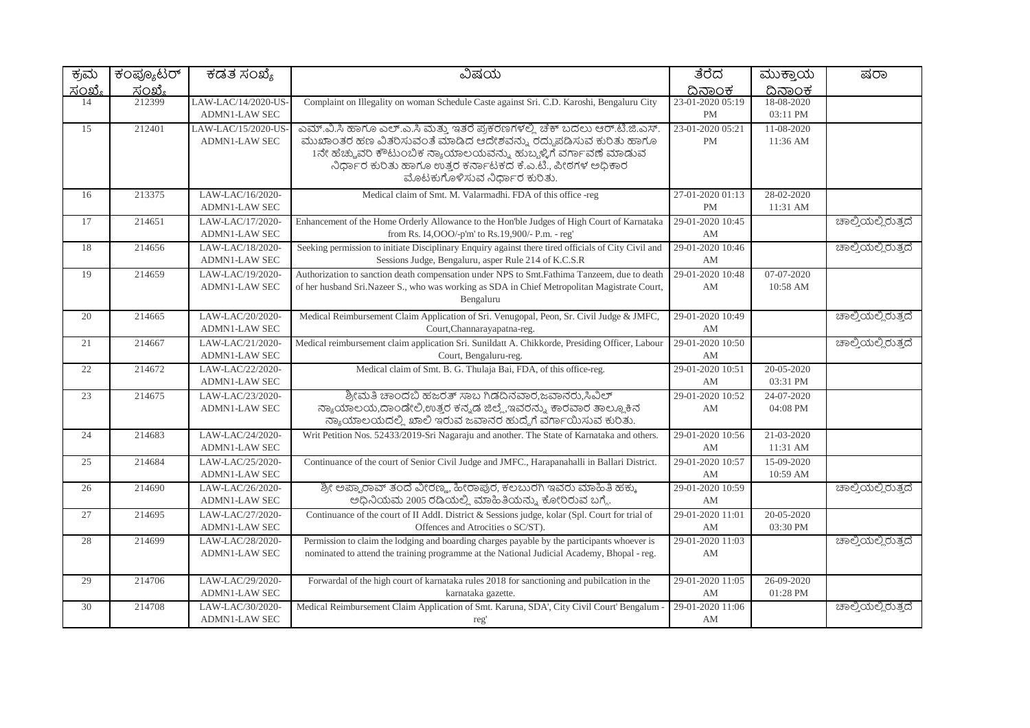| ಕ್ರಮ ಸಂಖ್ಯೆ | ಕಂಪ್ಯೂಟರ್ ಸಂಖ್ಯೆ | ಕಡತ ಸಂಖ್ಯೆ | ವಿಷಯ | ತೆರೆದ ದಿನಾಂಕ | ಮುಕ್ತಾಯ ದಿನಾಂಕ | ಷರಾ |
|---|---|---|---|---|---|---|
| 14 | 212399 | LAW-LAC/14/2020-US-ADMN1-LAW SEC | Complaint on Illegality on woman Schedule Caste against Sri. C.D. Karoshi, Bengaluru City | 23-01-2020 05:19 PM | 18-08-2020 03:11 PM | |
| 15 | 212401 | LAW-LAC/15/2020-US-ADMN1-LAW SEC | ಎಮ್.ವಿ.ಸಿ ಹಾಗೂ ಎಲ್.ಎ.ಸಿ ಮತ್ತು ಇತರೆ ಪ್ರಕರಣಗಳಲ್ಲಿ ಚೆಕ್ ಬದಲು ಆರ್.ಟಿ.ಜಿ.ಎಸ್. ಮುಖಾಂತರ ಹಣ ವಿತರಿಸುವಂತೆ ಮಾಡಿದ ಆದೇಶವನ್ನು ರದ್ದುಪಡಿಸುವ ಕುರಿತು ಹಾಗೂ 1ನೇ ಹೆಚ್ಚುವರಿ ಕೌಟುಂಬಿಕ ನ್ಯಾಯಾಲಯವನ್ನು ಹುಬ್ಬಳ್ಳಿಗೆ ವರ್ಗಾವಣೆ ಮಾಡುವ ನಿರ್ಧಾರ ಕುರಿತು ಹಾಗೂ ಉತ್ತರ ಕರ್ನಾಟಕದ ಕೆ.ಎ.ಟಿ., ಪೀಠಗಳ ಅಧಿಕಾರ ಮೊಟಕುಗೊಳಿಸುವ ನಿರ್ಧಾರ ಕುರಿತು. | 23-01-2020 05:21 PM | 11-08-2020 11:36 AM | |
| 16 | 213375 | LAW-LAC/16/2020-ADMN1-LAW SEC | Medical claim of Smt. M. Valarmadhi. FDA of this office -reg | 27-01-2020 01:13 PM | 28-02-2020 11:31 AM | |
| 17 | 214651 | LAW-LAC/17/2020-ADMN1-LAW SEC | Enhancement of the Home Orderly Allowance to the Hon'ble Judges of High Court of Karnataka from Rs. I4,OOO/-p'm' to Rs.19,900/- P.m. - reg' | 29-01-2020 10:45 AM | | ಚಾಲ್ತಿಯಲ್ಲಿರುತ್ತದೆ |
| 18 | 214656 | LAW-LAC/18/2020-ADMN1-LAW SEC | Seeking permission to initiate Disciplinary Enquiry against there tired officials of City Civil and Sessions Judge, Bengaluru, asper Rule 214 of K.C.S.R | 29-01-2020 10:46 AM | | ಚಾಲ್ತಿಯಲ್ಲಿರುತ್ತದೆ |
| 19 | 214659 | LAW-LAC/19/2020-ADMN1-LAW SEC | Authorization to sanction death compensation under NPS to Smt.Fathima Tanzeem, due to death of her husband Sri.Nazeer S., who was working as SDA in Chief Metropolitan Magistrate Court, Bengaluru | 29-01-2020 10:48 AM | 07-07-2020 10:58 AM | |
| 20 | 214665 | LAW-LAC/20/2020-ADMN1-LAW SEC | Medical Reimbursement Claim Application of Sri. Venugopal, Peon, Sr. Civil Judge & JMFC, Court,Channarayapatna-reg. | 29-01-2020 10:49 AM | | ಚಾಲ್ತಿಯಲ್ಲಿರುತ್ತದೆ |
| 21 | 214667 | LAW-LAC/21/2020-ADMN1-LAW SEC | Medical reimbursement claim application Sri. Sunildatt A. Chikkorde, Presiding Officer, Labour Court, Bengaluru-reg. | 29-01-2020 10:50 AM | | ಚಾಲ್ತಿಯಲ್ಲಿರುತ್ತದೆ |
| 22 | 214672 | LAW-LAC/22/2020-ADMN1-LAW SEC | Medical claim of Smt. B. G. Thulaja Bai, FDA, of this office-reg. | 29-01-2020 10:51 AM | 20-05-2020 03:31 PM | |
| 23 | 214675 | LAW-LAC/23/2020-ADMN1-LAW SEC | ಶ್ರೀಮತಿ ಚಾಂದಬಿ ಹಜರತ್ ಸಾಬ ಗಿಡದಿನವಾರ,ಜವಾನರು,ಸಿವಿಲ್ ನ್ಯಾಯಾಲಯ,ದಾಂಡೇಲಿ,ಉತ್ತರ ಕನ್ನಡ ಜಿಲ್ಲೆ,ಇವರನ್ನು ಕಾರವಾರ ತಾಲ್ಲೂಕಿನ ನ್ಯಾಯಾಲಯದಲ್ಲಿ ಖಾಲಿ ಇರುವ ಜವಾನರ ಹುದ್ದೆಗೆ ವರ್ಗಾಯಿಸುವ ಕುರಿತು. | 29-01-2020 10:52 AM | 24-07-2020 04:08 PM | |
| 24 | 214683 | LAW-LAC/24/2020-ADMN1-LAW SEC | Writ Petition Nos. 52433/2019-Sri Nagaraju and another. The State of Karnataka and others. | 29-01-2020 10:56 AM | 21-03-2020 11:31 AM | |
| 25 | 214684 | LAW-LAC/25/2020-ADMN1-LAW SEC | Continuance of the court of Senior Civil Judge and JMFC., Harapanahalli in Ballari District. | 29-01-2020 10:57 AM | 15-09-2020 10:59 AM | |
| 26 | 214690 | LAW-LAC/26/2020-ADMN1-LAW SEC | ಶ್ರೀ ಅಪ್ಪಾರಾವ್ ತಂದೆ ವೀರಣ್ಣ, ಹೀರಾಪುರ, ಕಲಬುರಗಿ ಇವರು ಮಾಹಿತಿ ಹಕ್ಕು ಅಧಿನಿಯಮ 2005 ರಡಿಯಲ್ಲಿ ಮಾಹಿತಿಯನ್ನು ಕೋರಿರುವ ಬಗ್ಗೆ. | 29-01-2020 10:59 AM | | ಚಾಲ್ತಿಯಲ್ಲಿರುತ್ತದೆ |
| 27 | 214695 | LAW-LAC/27/2020-ADMN1-LAW SEC | Continuance of the court of II Addl. District & Sessions judge, kolar (Spl. Court for trial of Offences and Atrocities o SC/ST). | 29-01-2020 11:01 AM | 20-05-2020 03:30 PM | |
| 28 | 214699 | LAW-LAC/28/2020-ADMN1-LAW SEC | Permission to claim the lodging and boarding charges payable by the participants whoever is nominated to attend the training programme at the National Judicial Academy, Bhopal - reg. | 29-01-2020 11:03 AM | | ಚಾಲ್ತಿಯಲ್ಲಿರುತ್ತದೆ |
| 29 | 214706 | LAW-LAC/29/2020-ADMN1-LAW SEC | Forwardal of the high court of karnataka rules 2018 for sanctioning and pubilcation in the karnataka gazette. | 29-01-2020 11:05 AM | 26-09-2020 01:28 PM | |
| 30 | 214708 | LAW-LAC/30/2020-ADMN1-LAW SEC | Medical Reimbursement Claim Application of Smt. Karuna, SDA', City Civil Court' Bengalum - reg' | 29-01-2020 11:06 AM | | ಚಾಲ್ತಿಯಲ್ಲಿರುತ್ತದೆ |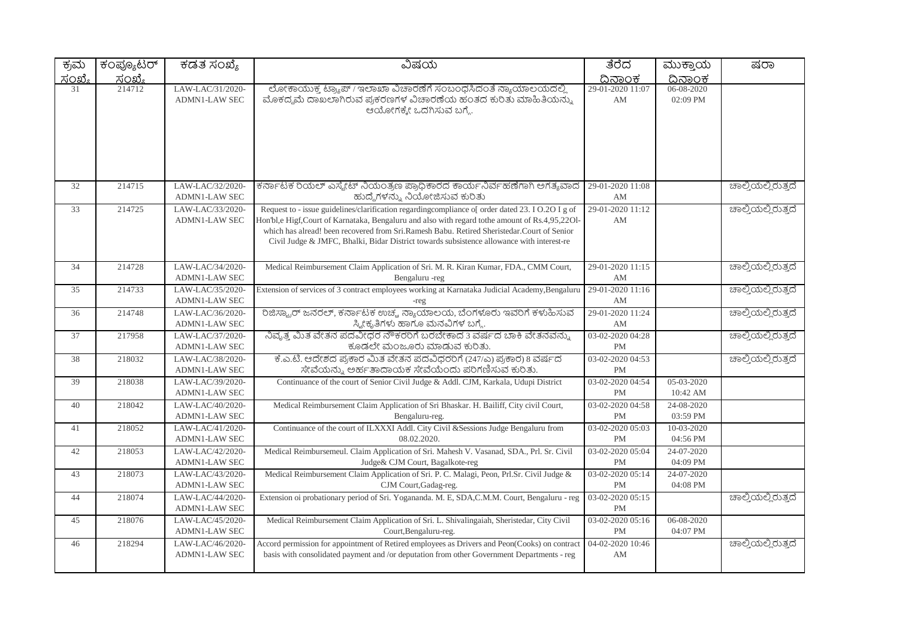| ಕ್ರಮ ಸಂಖ್ಯೆ | ಕಂಪ್ಯೂಟರ್ ಸಂಖ್ಯೆ | ಕಡತ ಸಂಖ್ಯೆ | ವಿಷಯ | ತೆರೆದ ದಿನಾಂಕ | ಮುಕ್ತಾಯ ದಿನಾಂಕ | ಷರಾ |
|---|---|---|---|---|---|---|
| 31 | 214712 | LAW-LAC/31/2020-ADMN1-LAW SEC | ಲೋಕಾಯುಕ್ತ ಟ್ರ್ಯಾಪ್ / ಇಲಾಖಾ ವಿಚಾರಣೆಗೆ ಸಂಬಂಧಿಸಿದಂತೆ ನ್ಯಾಯಾಲಯದಲ್ಲಿ ಮೊಕದ್ದಮೆ ದಾಖಲಾಗಿರುವ ಪ್ರಕರಣಗಳ ವಿಚಾರಣೆಯ ಹಂತದ ಕುರಿತು ಮಾಹಿತಿಯನ್ನು ಆಯೋಗಕ್ಕೆ ಒದಗಿಸುವ ಬಗ್ಗೆ. | 29-01-2020 11:07 AM | 06-08-2020 02:09 PM | |
| 32 | 214715 | LAW-LAC/32/2020-ADMN1-LAW SEC | ಕರ್ನಾಟಕ ರಿಯಲ್ ಎಸ್ಟೇಟ್ ನಿಯಂತ್ರಣ ಪ್ರಾಧಿಕಾರದ ಕಾರ್ಯನಿರ್ವಹಣೆಗಾಗಿ ಅಗತ್ಯವಾದ ಹುದ್ದೆಗಳನ್ನು ನಿಯೋಜಿಸುವ ಕುರಿತು | 29-01-2020 11:08 AM | | ಚಾಲ್ತಿಯಲ್ಲಿರುತ್ತದೆ |
| 33 | 214725 | LAW-LAC/33/2020-ADMN1-LAW SEC | Request to - issue guidelines/clarification regardingcompliance o[ order dated 23. I O.2O I g of Hon'bl,e Higf,Court of Karnataka, Bengaluru and also with regard tothe amount of Rs.4,95,22Ol- which has alread! been recovered from Sri.Ramesh Babu. Retired Sheristedar.Court of Senior Civil Judge & JMFC, Bhalki, Bidar District towards subsistence allowance with interest-re | 29-01-2020 11:12 AM | | ಚಾಲ್ತಿಯಲ್ಲಿರುತ್ತದೆ |
| 34 | 214728 | LAW-LAC/34/2020-ADMN1-LAW SEC | Medical Reimbursement Claim Application of Sri. M. R. Kiran Kumar, FDA., CMM Court, Bengaluru -reg | 29-01-2020 11:15 AM | | ಚಾಲ್ತಿಯಲ್ಲಿರುತ್ತದೆ |
| 35 | 214733 | LAW-LAC/35/2020-ADMN1-LAW SEC | Extension of services of 3 contract employees working at Karnataka Judicial Academy,Bengaluru -reg | 29-01-2020 11:16 AM | | ಚಾಲ್ತಿಯಲ್ಲಿರುತ್ತದೆ |
| 36 | 214748 | LAW-LAC/36/2020-ADMN1-LAW SEC | ರಿಜಿಸ್ಟ್ರಾರ್ ಜನರಲ್, ಕರ್ನಾಟಕ ಉಚ್ಚ ನ್ಯಾಯಾಲಯ, ಬೆಂಗಳೂರು ಇವರಿಗೆ ಕಳುಹಿಸುವ ಸ್ವೀಕೃತಿಗಳು ಹಾಗೂ ಮನವಿಗಳ ಬಗ್ಗೆ. | 29-01-2020 11:24 AM | | ಚಾಲ್ತಿಯಲ್ಲಿರುತ್ತದೆ |
| 37 | 217958 | LAW-LAC/37/2020-ADMN1-LAW SEC | ನಿವೃತ್ತ ಮಿತ ವೇತನ ಪದವೀಧರ ನೌಕರರಿಗೆ ಬರಬೇಕಾದ 3 ವರ್ಷದ ಬಾಕಿ ವೇತನವನ್ನು ಕೂಡಲೇ ಮಂಜೂರು ಮಾಡುವ ಕುರಿತು. | 03-02-2020 04:28 PM | | ಚಾಲ್ತಿಯಲ್ಲಿರುತ್ತದೆ |
| 38 | 218032 | LAW-LAC/38/2020-ADMN1-LAW SEC | ಕೆ.ಎ.ಟಿ. ಆದೇಶದ ಪ್ರಕಾರ ಮಿತ ವೇತನ ಪದವಿಧರರಿಗೆ (247/ಎ) ಪ್ರಕಾರ) 8 ವರ್ಷದ ಸೇವೆಯನ್ನು ಅರ್ಹತಾದಾಯಕ ಸೇವೆಯೆಂದು ಪರಿಗಣಿಸುವ ಕುರಿತು. | 03-02-2020 04:53 PM | | ಚಾಲ್ತಿಯಲ್ಲಿರುತ್ತದೆ |
| 39 | 218038 | LAW-LAC/39/2020-ADMN1-LAW SEC | Continuance of the court of Senior Civil Judge & Addl. CJM, Karkala, Udupi District | 03-02-2020 04:54 PM | 05-03-2020 10:42 AM | |
| 40 | 218042 | LAW-LAC/40/2020-ADMN1-LAW SEC | Medical Reimbursement Claim Application of Sri Bhaskar. H. Bailiff, City civil Court, Bengaluru-reg. | 03-02-2020 04:58 PM | 24-08-2020 03:59 PM | |
| 41 | 218052 | LAW-LAC/41/2020-ADMN1-LAW SEC | Continuance of the court of ILXXXI Addl. City Civil &Sessions Judge Bengaluru from 08.02.2020. | 03-02-2020 05:03 PM | 10-03-2020 04:56 PM | |
| 42 | 218053 | LAW-LAC/42/2020-ADMN1-LAW SEC | Medical Reimbursemeul. Claim Application of Sri. Mahesh V. Vasanad, SDA., Prl. Sr. Civil Judge& CJM Court, Bagalkote-reg | 03-02-2020 05:04 PM | 24-07-2020 04:09 PM | |
| 43 | 218073 | LAW-LAC/43/2020-ADMN1-LAW SEC | Medical Reimbursement Claim Application of Sri. P. C. Malagi, Peon, Prl.Sr. Civil Judge & CJM Court,Gadag-reg. | 03-02-2020 05:14 PM | 24-07-2020 04:08 PM | |
| 44 | 218074 | LAW-LAC/44/2020-ADMN1-LAW SEC | Extension oi probationary period of Sri. Yogananda. M. E, SDA,C.M.M. Court, Bengaluru - reg | 03-02-2020 05:15 PM | | ಚಾಲ್ತಿಯಲ್ಲಿರುತ್ತದೆ |
| 45 | 218076 | LAW-LAC/45/2020-ADMN1-LAW SEC | Medical Reimbursement Claim Application of Sri. L. Shivalingaiah, Sheristedar, City Civil Court,Bengaluru-reg. | 03-02-2020 05:16 PM | 06-08-2020 04:07 PM | |
| 46 | 218294 | LAW-LAC/46/2020-ADMN1-LAW SEC | Accord permission for appointment of Retired employees as Drivers and Peon(Cooks) on contract basis with consolidated payment and /or deputation from other Government Departments - reg | 04-02-2020 10:46 AM | | ಚಾಲ್ತಿಯಲ್ಲಿರುತ್ತದೆ |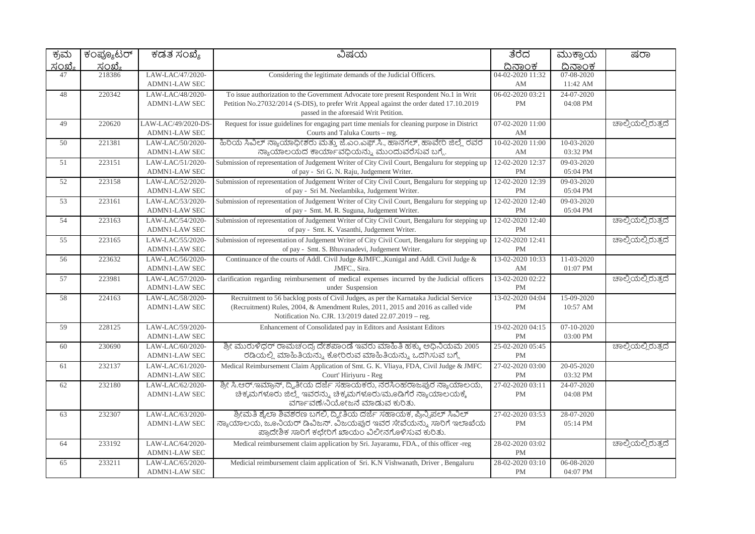| ಕ್ರಮ ಸಂಖ್ಯೆ | ಕಂಪ್ಯೂಟರ್ ಸಂಖ್ಯೆ | ಕಡತ ಸಂಖ್ಯೆ | ವಿಷಯ | ತೆರೆದ ದಿನಾಂಕ | ಮುಕ್ತಾಯ ದಿನಾಂಕ | ಷರಾ |
|---|---|---|---|---|---|---|
| 47 | 218386 | LAW-LAC/47/2020-ADMN1-LAW SEC | Considering the legitimate demands of the Judicial Officers. | 04-02-2020 11:32 AM | 07-08-2020 11:42 AM | |
| 48 | 220342 | LAW-LAC/48/2020-ADMN1-LAW SEC | To issue authorization to the Government Advocate tore present Respondent No.1 in Writ Petition No.27032/2014 (S-DIS), to prefer Writ Appeal against the order dated 17.10.2019 passed in the aforesaid Writ Petition. | 06-02-2020 03:21 PM | 24-07-2020 04:08 PM | |
| 49 | 220620 | LAW-LAC/49/2020-DS-ADMN1-LAW SEC | Request for issue guidelines for engaging part time menials for cleaning purpose in District Courts and Taluka Courts – reg. | 07-02-2020 11:00 AM | | ಚಾಲ್ತಿಯಲ್ಲಿರುತ್ತದೆ |
| 50 | 221381 | LAW-LAC/50/2020-ADMN1-LAW SEC | ಹಿರಿಯ ಸಿವಿಲ್ ನ್ಯಾಯಾಧೀಶರು ಮತ್ತು ಜೆ.ಎಂ.ಎಫ್.ಸಿ., ಹಾನಗಲ್, ಹಾವೇರಿ ಜಿಲ್ಲೆ ರವರ ನ್ಯಾಯಾಲಯದ ಕಾರ್ಯಾವಧಿಯನ್ನು ಮುಂದುವರೆಸುವ ಬಗ್ಗೆ. | 10-02-2020 11:00 AM | 10-03-2020 03:32 PM | |
| 51 | 223151 | LAW-LAC/51/2020-ADMN1-LAW SEC | Submission of representation of Judgement Writer of City Civil Court, Bengaluru for stepping up of pay - Sri G. N. Raju, Judgement Writer. | 12-02-2020 12:37 PM | 09-03-2020 05:04 PM | |
| 52 | 223158 | LAW-LAC/52/2020-ADMN1-LAW SEC | Submission of representation of Judgement Writer of City Civil Court, Bengaluru for stepping up of pay - Sri M. Neelambika, Judgement Writer. | 12-02-2020 12:39 PM | 09-03-2020 05:04 PM | |
| 53 | 223161 | LAW-LAC/53/2020-ADMN1-LAW SEC | Submission of representation of Judgement Writer of City Civil Court, Bengaluru for stepping up of pay - Smt. M. R. Suguna, Judgement Writer. | 12-02-2020 12:40 PM | 09-03-2020 05:04 PM | |
| 54 | 223163 | LAW-LAC/54/2020-ADMN1-LAW SEC | Submission of representation of Judgement Writer of City Civil Court, Bengaluru for stepping up of pay - Smt. K. Vasanthi, Judgement Writer. | 12-02-2020 12:40 PM | | ಚಾಲ್ತಿಯಲ್ಲಿರುತ್ತದೆ |
| 55 | 223165 | LAW-LAC/55/2020-ADMN1-LAW SEC | Submission of representation of Judgement Writer of City Civil Court, Bengaluru for stepping up of pay - Smt. S. Bhuvanadevi, Judgement Writer. | 12-02-2020 12:41 PM | | ಚಾಲ್ತಿಯಲ್ಲಿರುತ್ತದೆ |
| 56 | 223632 | LAW-LAC/56/2020-ADMN1-LAW SEC | Continuance of the courts of Addl. Civil Judge &JMFC.,Kunigal and Addl. Civil Judge & JMFC., Sira. | 13-02-2020 10:33 AM | 11-03-2020 01:07 PM | |
| 57 | 223981 | LAW-LAC/57/2020-ADMN1-LAW SEC | clarification regarding reimbursement of medical expenses incurred by the Judicial officers under Suspension | 13-02-2020 02:22 PM | | ಚಾಲ್ತಿಯಲ್ಲಿರುತ್ತದೆ |
| 58 | 224163 | LAW-LAC/58/2020-ADMN1-LAW SEC | Recruitment to 56 backlog posts of Civil Judges, as per the Karnataka Judicial Service (Recruitment) Rules, 2004, & Amendment Rules, 2011, 2015 and 2016 as called vide Notification No. CJR. 13/2019 dated 22.07.2019 – reg. | 13-02-2020 04:04 PM | 15-09-2020 10:57 AM | |
| 59 | 228125 | LAW-LAC/59/2020-ADMN1-LAW SEC | Enhancement of Consolidated pay in Editors and Assistant Editors | 19-02-2020 04:15 PM | 07-10-2020 03:00 PM | |
| 60 | 230690 | LAW-LAC/60/2020-ADMN1-LAW SEC | ಶ್ರೀ ಮುರುಳಿಧರ್ ರಾಮಚಂದ್ರ ದೇಶಪಾಂಡೆ ಇವರು ಮಾಹಿತಿ ಹಕ್ಕು ಅಧಿನಿಯಮ 2005 ರಡಿಯಲ್ಲಿ ಮಾಹಿತಿಯನ್ನು ಕೋರಿರುವ ಮಾಹಿತಿಯನ್ನು ಒದಗಿಸುವ ಬಗ್ಗೆ | 25-02-2020 05:45 PM | | ಚಾಲ್ತಿಯಲ್ಲಿರುತ್ತದೆ |
| 61 | 232137 | LAW-LAC/61/2020-ADMN1-LAW SEC | Medical Reimbursement Claim Application of Smt. G. K. Vliaya, FDA, Civil Judge & JMFC Court' Hiriyuru - Reg | 27-02-2020 03:00 PM | 20-05-2020 03:32 PM | |
| 62 | 232180 | LAW-LAC/62/2020-ADMN1-LAW SEC | ಶ್ರೀ ಸಿ.ಆರ್.ಇಮ್ರಾನ್, ದ್ವಿತೀಯ ದರ್ಜೆ ಸಹಾಯಕರು, ನರಸಿಂಹರಾಜಪುರ ನ್ಯಾಯಾಲಯ, ಚಿಕ್ಕಮಗಳೂರು ಜಿಲ್ಲೆ ಇವರನ್ನು ಚಿಕ್ಕಮಗಳೂರು/ಮೂಡಿಗೆರೆ ನ್ಯಾಯಾಲಯಕ್ಕೆ ವರ್ಗಾವಣೆ/ನಿಯೋಜನೆ ಮಾಡುವ ಕುರಿತು. | 27-02-2020 03:11 PM | 24-07-2020 04:08 PM | |
| 63 | 232307 | LAW-LAC/63/2020-ADMN1-LAW SEC | ಶ್ರೀಮತಿ ಶೈಲಾ ಶಿವಶರಣ ಬಗಲಿ, ದ್ವಿತಿಯ ದರ್ಜೆ ಸಹಾಯಕ, ಪ್ರಿನ್ಸಿಪಲ್ ಸಿವಿಲ್ ನ್ಯಾಯಾಲಯ, ಜೂನಿಯರ್ ಡಿವಿಜನ್. ವಿಜಯಪುರ ಇವರ ಸೇವೆಯನ್ನು ಸಾರಿಗೆ ಇಲಾಖೆಯ ಪ್ರಾದೇಶಿಕ ಸಾರಿಗೆ ಕಛೇರಿಗೆ ಖಾಯಂ ವಿಲೀನಗೊಳಿಸುವ ಕುರಿತು. | 27-02-2020 03:53 PM | 28-07-2020 05:14 PM | |
| 64 | 233192 | LAW-LAC/64/2020-ADMN1-LAW SEC | Medical reimbursement claim application by Sri. Jayaramu, FDA., of this officer -reg | 28-02-2020 03:02 PM | | ಚಾಲ್ತಿಯಲ್ಲಿರುತ್ತದೆ |
| 65 | 233211 | LAW-LAC/65/2020-ADMN1-LAW SEC | Medicial reimbursement claim application of Sri. K.N Vishwanath, Driver , Bengaluru | 28-02-2020 03:10 PM | 06-08-2020 04:07 PM | |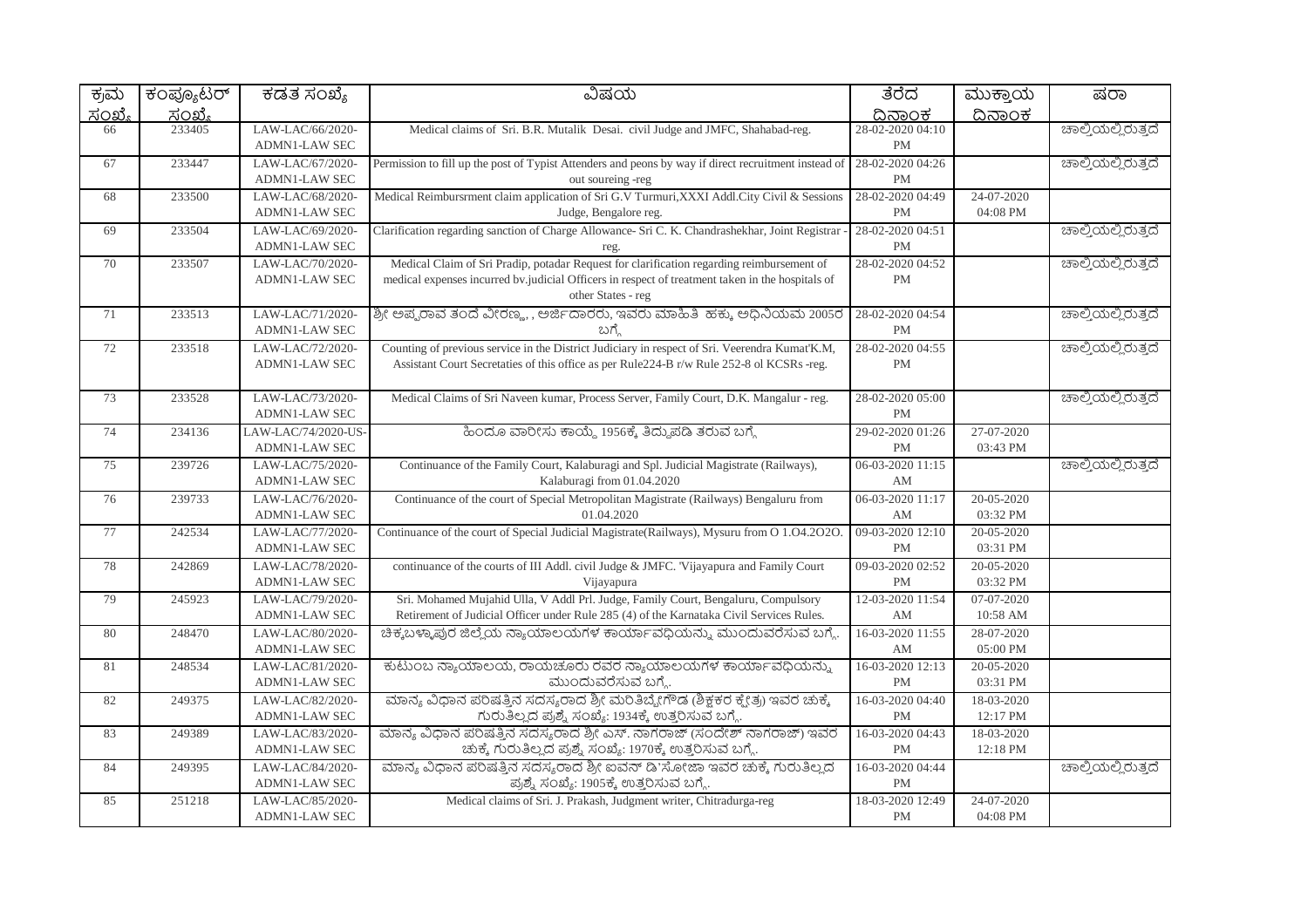| ಕ್ರಮ ಸಂಖ್ಯೆ | ಕಂಪ್ಯೂಟರ್ ಸಂಖ್ಯೆ | ಕಡತ ಸಂಖ್ಯೆ | ವಿಷಯ | ತೆರೆದ ದಿನಾಂಕ | ಮುಕ್ತಾಯ ದಿನಾಂಕ | ಷರಾ |
|---|---|---|---|---|---|---|
| 66 | 233405 | LAW-LAC/66/2020-ADMN1-LAW SEC | Medical claims of Sri. B.R. Mutalik Desai. civil Judge and JMFC, Shahabad-reg. | 28-02-2020 04:10 PM | | ಚಾಲ್ತಿಯಲ್ಲಿರುತ್ತದೆ |
| 67 | 233447 | LAW-LAC/67/2020-ADMN1-LAW SEC | Permission to fill up the post of Typist Attenders and peons by way if direct recruitment instead of out soureing -reg | 28-02-2020 04:26 PM | | ಚಾಲ್ತಿಯಲ್ಲಿರುತ್ತದೆ |
| 68 | 233500 | LAW-LAC/68/2020-ADMN1-LAW SEC | Medical Reimbursrment claim application of Sri G.V Turmuri,XXXI Addl.City Civil & Sessions Judge, Bengalore reg. | 28-02-2020 04:49 PM | 24-07-2020 04:08 PM | |
| 69 | 233504 | LAW-LAC/69/2020-ADMN1-LAW SEC | Clarification regarding sanction of Charge Allowance- Sri C. K. Chandrashekhar, Joint Registrar - reg. | 28-02-2020 04:51 PM | | ಚಾಲ್ತಿಯಲ್ಲಿರುತ್ತದೆ |
| 70 | 233507 | LAW-LAC/70/2020-ADMN1-LAW SEC | Medical Claim of Sri Pradip, potadar Request for clarification regarding reimbursement of medical expenses incurred bv.judicial Officers in respect of treatment taken in the hospitals of other States - reg | 28-02-2020 04:52 PM | | ಚಾಲ್ತಿಯಲ್ಲಿರುತ್ತದೆ |
| 71 | 233513 | LAW-LAC/71/2020-ADMN1-LAW SEC | ಶ್ರೀ ಅಪ್ಪರಾವ ತಂದೆ ವೀರಣ್ಣ, , ಅರ್ಜಿದಾರರು, ಇವರು ಮಾಹಿತಿ ಹಕ್ಕು ಅಧಿನಿಯಮ 2005ರ ಬಗ್ಗೆ | 28-02-2020 04:54 PM | | ಚಾಲ್ತಿಯಲ್ಲಿರುತ್ತದೆ |
| 72 | 233518 | LAW-LAC/72/2020-ADMN1-LAW SEC | Counting of previous service in the District Judiciary in respect of Sri. Veerendra Kumat'K.M, Assistant Court Secretaties of this office as per Rule224-B r/w Rule 252-8 ol KCSRs -reg. | 28-02-2020 04:55 PM | | ಚಾಲ್ತಿಯಲ್ಲಿರುತ್ತದೆ |
| 73 | 233528 | LAW-LAC/73/2020-ADMN1-LAW SEC | Medical Claims of Sri Naveen kumar, Process Server, Family Court, D.K. Mangalur - reg. | 28-02-2020 05:00 PM | | ಚಾಲ್ತಿಯಲ್ಲಿರುತ್ತದೆ |
| 74 | 234136 | LAW-LAC/74/2020-US-ADMN1-LAW SEC | ಹಿಂದೂ ವಾರೀಸು ಕಾಯ್ದೆ 1956ಕ್ಕೆ ತಿದ್ದುಪಡಿ ತರುವ ಬಗ್ಗೆ | 29-02-2020 01:26 PM | 27-07-2020 03:43 PM | |
| 75 | 239726 | LAW-LAC/75/2020-ADMN1-LAW SEC | Continuance of the Family Court, Kalaburagi and Spl. Judicial Magistrate (Railways), Kalaburagi from 01.04.2020 | 06-03-2020 11:15 AM | | ಚಾಲ್ತಿಯಲ್ಲಿರುತ್ತದೆ |
| 76 | 239733 | LAW-LAC/76/2020-ADMN1-LAW SEC | Continuance of the court of Special Metropolitan Magistrate (Railways) Bengaluru from 01.04.2020 | 06-03-2020 11:17 AM | 20-05-2020 03:32 PM | |
| 77 | 242534 | LAW-LAC/77/2020-ADMN1-LAW SEC | Continuance of the court of Special Judicial Magistrate(Railways), Mysuru from O 1.O4.2O2O. | 09-03-2020 12:10 PM | 20-05-2020 03:31 PM | |
| 78 | 242869 | LAW-LAC/78/2020-ADMN1-LAW SEC | continuance of the courts of III Addl. civil Judge & JMFC. 'Vijayapura and Family Court Vijayapura | 09-03-2020 02:52 PM | 20-05-2020 03:32 PM | |
| 79 | 245923 | LAW-LAC/79/2020-ADMN1-LAW SEC | Sri. Mohamed Mujahid Ulla, V Addl Prl. Judge, Family Court, Bengaluru, Compulsory Retirement of Judicial Officer under Rule 285 (4) of the Karnataka Civil Services Rules. | 12-03-2020 11:54 AM | 07-07-2020 10:58 AM | |
| 80 | 248470 | LAW-LAC/80/2020-ADMN1-LAW SEC | ಚಿಕ್ಕಬಳ್ಳಾಪುರ ಜಿಲ್ಲೆಯ ನ್ಯಾಯಾಲಯಗಳ ಕಾರ್ಯಾವಧಿಯನ್ನು ಮುಂದುವರೆಸುವ ಬಗ್ಗೆ. | 16-03-2020 11:55 AM | 28-07-2020 05:00 PM | |
| 81 | 248534 | LAW-LAC/81/2020-ADMN1-LAW SEC | ಕುಟುಂಬ ನ್ಯಾಯಾಲಯ, ರಾಯಚೂರು ರವರ ನ್ಯಾಯಾಲಯಗಳ ಕಾರ್ಯಾವಧಿಯನ್ನು ಮುಂದುವರೆಸುವ ಬಗ್ಗೆ. | 16-03-2020 12:13 PM | 20-05-2020 03:31 PM | |
| 82 | 249375 | LAW-LAC/82/2020-ADMN1-LAW SEC | ಮಾನ್ಯ ವಿಧಾನ ಪರಿಷತ್ತಿನ ಸದಸ್ಯರಾದ ಶ್ರೀ ಮರಿತಿಬ್ಬೇಗೌಡ (ಶಿಕ್ಷಕರ ಕ್ಷೇತ್ರ) ಇವರ ಚುಕ್ಕೆ ಗುರುತಿಲ್ಲದ ಪ್ರಶ್ನೆ ಸಂಖ್ಯೆ: 1934ಕ್ಕೆ ಉತ್ತರಿಸುವ ಬಗ್ಗೆ. | 16-03-2020 04:40 PM | 18-03-2020 12:17 PM | |
| 83 | 249389 | LAW-LAC/83/2020-ADMN1-LAW SEC | ಮಾನ್ಯ ವಿಧಾನ ಪರಿಷತ್ತಿನ ಸದಸ್ಯರಾದ ಶ್ರೀ ಎಸ್. ನಾಗರಾಜ್ (ಸಂದೇಶ್ ನಾಗರಾಜ್) ಇವರ ಚುಕ್ಕೆ ಗುರುತಿಲ್ಲದ ಪ್ರಶ್ನೆ ಸಂಖ್ಯೆ: 1970ಕ್ಕೆ ಉತ್ತರಿಸುವ ಬಗ್ಗೆ. | 16-03-2020 04:43 PM | 18-03-2020 12:18 PM | |
| 84 | 249395 | LAW-LAC/84/2020-ADMN1-LAW SEC | ಮಾನ್ಯ ವಿಧಾನ ಪರಿಷತ್ತಿನ ಸದಸ್ಯರಾದ ಶ್ರೀ ಐವನ್ ಡಿ'ಸೋಜಾ ಇವರ ಚುಕ್ಕೆ ಗುರುತಿಲ್ಲದ ಪ್ರಶ್ನೆ ಸಂಖ್ಯೆ: 1905ಕ್ಕೆ ಉತ್ತರಿಸುವ ಬಗ್ಗೆ. | 16-03-2020 04:44 PM | | ಚಾಲ್ತಿಯಲ್ಲಿರುತ್ತದೆ |
| 85 | 251218 | LAW-LAC/85/2020-ADMN1-LAW SEC | Medical claims of Sri. J. Prakash, Judgment writer, Chitradurga-reg | 18-03-2020 12:49 PM | 24-07-2020 04:08 PM | |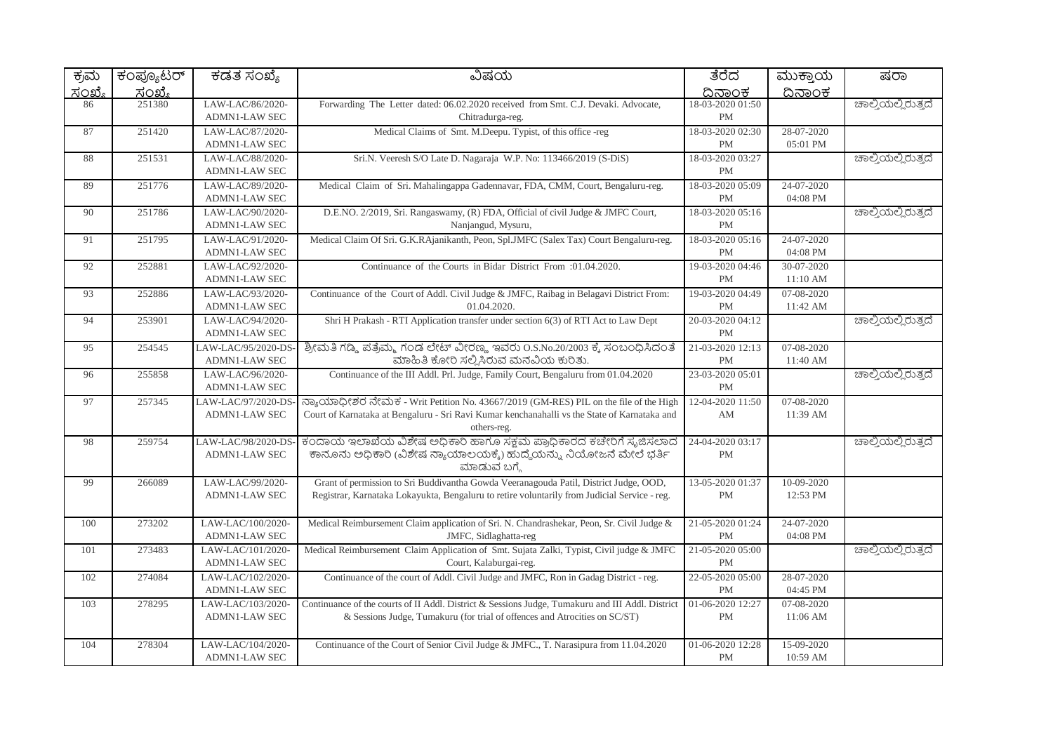| ಕ್ರಮ ಸಂಖ್ಯೆ | ಕಂಪ್ಯೂಟರ್ ಸಂಖ್ಯೆ | ಕಡತ ಸಂಖ್ಯೆ | ವಿಷಯ | ತೆರೆದ ದಿನಾಂಕ | ಮುಕ್ತಾಯ ದಿನಾಂಕ | ಷರಾ |
|---|---|---|---|---|---|---|
| 86 | 251380 | LAW-LAC/86/2020-ADMN1-LAW SEC | Forwarding The Letter dated: 06.02.2020 received from Smt. C.J. Devaki. Advocate, Chitradurga-reg. | 18-03-2020 01:50 PM | | ಚಾಲ್ತಿಯಲ್ಲಿರುತ್ತದೆ |
| 87 | 251420 | LAW-LAC/87/2020-ADMN1-LAW SEC | Medical Claims of Smt. M.Deepu. Typist, of this office -reg | 18-03-2020 02:30 PM | 28-07-2020 05:01 PM | |
| 88 | 251531 | LAW-LAC/88/2020-ADMN1-LAW SEC | Sri.N. Veeresh S/O Late D. Nagaraja W.P. No: 113466/2019 (S-DiS) | 18-03-2020 03:27 PM | | ಚಾಲ್ತಿಯಲ್ಲಿರುತ್ತದೆ |
| 89 | 251776 | LAW-LAC/89/2020-ADMN1-LAW SEC | Medical Claim of Sri. Mahalingappa Gadennavar, FDA, CMM, Court, Bengaluru-reg. | 18-03-2020 05:09 PM | 24-07-2020 04:08 PM | |
| 90 | 251786 | LAW-LAC/90/2020-ADMN1-LAW SEC | D.E.NO. 2/2019, Sri. Rangaswamy, (R) FDA, Official of civil Judge & JMFC Court, Nanjangud, Mysuru, | 18-03-2020 05:16 PM | | ಚಾಲ್ತಿಯಲ್ಲಿರುತ್ತದೆ |
| 91 | 251795 | LAW-LAC/91/2020-ADMN1-LAW SEC | Medical Claim Of Sri. G.K.RAjanikanth, Peon, Spl.JMFC (Salex Tax) Court Bengaluru-reg. | 18-03-2020 05:16 PM | 24-07-2020 04:08 PM | |
| 92 | 252881 | LAW-LAC/92/2020-ADMN1-LAW SEC | Continuance of the Courts in Bidar District From :01.04.2020. | 19-03-2020 04:46 PM | 30-07-2020 11:10 AM | |
| 93 | 252886 | LAW-LAC/93/2020-ADMN1-LAW SEC | Continuance of the Court of Addl. Civil Judge & JMFC, Raibag in Belagavi District From: 01.04.2020. | 19-03-2020 04:49 PM | 07-08-2020 11:42 AM | |
| 94 | 253901 | LAW-LAC/94/2020-ADMN1-LAW SEC | Shri H Prakash - RTI Application transfer under section 6(3) of RTI Act to Law Dept | 20-03-2020 04:12 PM | | ಚಾಲ್ತಿಯಲ್ಲಿರುತ್ತದೆ |
| 95 | 254545 | LAW-LAC/95/2020-DS-ADMN1-LAW SEC | ಶ್ರೀಮತಿ ಗಡ್ಡಿ ಪತ್ರೆಮ್ಮ ಗಂಡ ಲೇಟ್ ವೀರಣ್ಣ ಇವರು O.S.No.20/2003 ಕ್ಕೆ ಸಂಬಂಧಿಸಿದಂತೆ ಮಾಹಿತಿ ಕೋರಿ ಸಲ್ಲಿಸಿರುವ ಮನವಿಯ ಕುರಿತು. | 21-03-2020 12:13 PM | 07-08-2020 11:40 AM | |
| 96 | 255858 | LAW-LAC/96/2020-ADMN1-LAW SEC | Continuance of the III Addl. Prl. Judge, Family Court, Bengaluru from 01.04.2020 | 23-03-2020 05:01 PM | | ಚಾಲ್ತಿಯಲ್ಲಿರುತ್ತದೆ |
| 97 | 257345 | LAW-LAC/97/2020-DS-ADMN1-LAW SEC | ನ್ಯಾಯಾಧೀಶರ ನೇಮಕ - Writ Petition No. 43667/2019 (GM-RES) PIL on the file of the High Court of Karnataka at Bengaluru - Sri Ravi Kumar kenchanahalli vs the State of Karnataka and others-reg. | 12-04-2020 11:50 AM | 07-08-2020 11:39 AM | |
| 98 | 259754 | LAW-LAC/98/2020-DS-ADMN1-LAW SEC | ಕಂದಾಯ ಇಲಾಖೆಯ ವಿಶೇಷ ಅಧಿಕಾರಿ ಹಾಗೂ ಸಕ್ಷಮ ಪ್ರಾಧಿಕಾರದ ಕಚೇರಿಗೆ ಸೃಜಿಸಲಾದ ಕಾನೂನು ಅಧಿಕಾರಿ (ವಿಶೇಷ ನ್ಯಾಯಾಲಯಕ್ಕೆ) ಹುದ್ದೆಯನ್ನು ನಿಯೋಜನೆ ಮೇಲೆ ಭರ್ತಿ ಮಾಡುವ ಬಗ್ಗೆ | 24-04-2020 03:17 PM | | ಚಾಲ್ತಿಯಲ್ಲಿರುತ್ತದೆ |
| 99 | 266089 | LAW-LAC/99/2020-ADMN1-LAW SEC | Grant of permission to Sri Buddivantha Gowda Veeranagouda Patil, District Judge, OOD, Registrar, Karnataka Lokayukta, Bengaluru to retire voluntarily from Judicial Service - reg. | 13-05-2020 01:37 PM | 10-09-2020 12:53 PM | |
| 100 | 273202 | LAW-LAC/100/2020-ADMN1-LAW SEC | Medical Reimbursement Claim application of Sri. N. Chandrashekar, Peon, Sr. Civil Judge & JMFC, Sidlaghatta-reg | 21-05-2020 01:24 PM | 24-07-2020 04:08 PM | |
| 101 | 273483 | LAW-LAC/101/2020-ADMN1-LAW SEC | Medical Reimbursement Claim Application of Smt. Sujata Zalki, Typist, Civil judge & JMFC Court, Kalaburgai-reg. | 21-05-2020 05:00 PM | | ಚಾಲ್ತಿಯಲ್ಲಿರುತ್ತದೆ |
| 102 | 274084 | LAW-LAC/102/2020-ADMN1-LAW SEC | Continuance of the court of Addl. Civil Judge and JMFC, Ron in Gadag District - reg. | 22-05-2020 05:00 PM | 28-07-2020 04:45 PM | |
| 103 | 278295 | LAW-LAC/103/2020-ADMN1-LAW SEC | Continuance of the courts of II Addl. District & Sessions Judge, Tumakuru and III Addl. District & Sessions Judge, Tumakuru (for trial of offences and Atrocities on SC/ST) | 01-06-2020 12:27 PM | 07-08-2020 11:06 AM | |
| 104 | 278304 | LAW-LAC/104/2020-ADMN1-LAW SEC | Continuance of the Court of Senior Civil Judge & JMFC., T. Narasipura from 11.04.2020 | 01-06-2020 12:28 PM | 15-09-2020 10:59 AM | |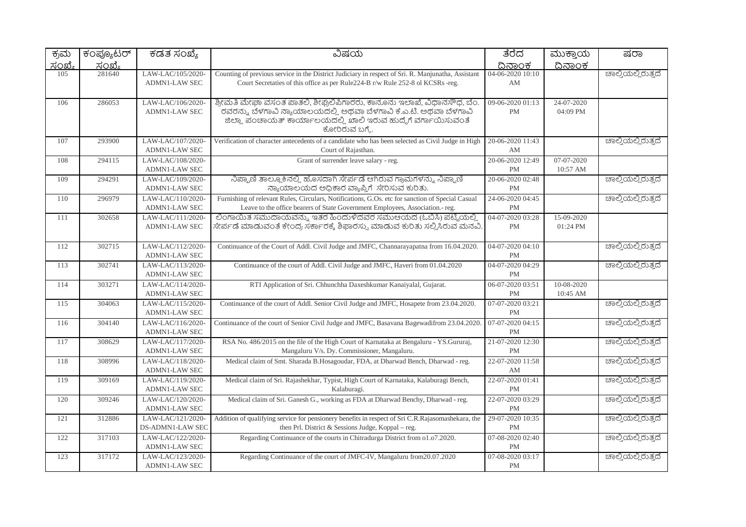| ಕ್ರಮ ಸಂಖ್ಯೆ | ಕಂಪ್ಯೂಟರ್ ಸಂಖ್ಯೆ | ಕಡತ ಸಂಖ್ಯೆ | ವಿಷಯ | ತೆರೆದ ದಿನಾಂಕ | ಮುಕ್ತಾಯ ದಿನಾಂಕ | ಷರಾ |
|---|---|---|---|---|---|---|
| 105 | 281640 | LAW-LAC/105/2020-ADMN1-LAW SEC | Counting of previous service in the District Judiciary in respect of Sri. R. Manjunatha, Assistant Court Secretaties of this office as per Rule224-B r/w Rule 252-8 ol KCSRs -reg. | 04-06-2020 10:10 AM | | ಚಾಲ್ತಿಯಲ್ಲಿರುತ್ತದೆ |
| 106 | 286053 | LAW-LAC/106/2020-ADMN1-LAW SEC | ಶ್ರೀಮತಿ ಮೇಘಾ ವಸಂತ ಪಾತಲೆ, ಶೀಘ್ರಲಿಪಿಗಾರರು, ಕಾನೂನು ಇಲಾಖೆ, ವಿಧಾನಸೌಧ, ಬೆಂ. ರವರನ್ನು ಬೆಳಗಾವಿ ನ್ಯಾಯಾಲಯದಲ್ಲಿ ಅಥವಾ ಬೆಳಗಾವಿ ಕೆ.ಎ.ಟಿ. ಅಥವಾ ಬೆಳಗಾವಿ ಜಿಲ್ಲಾ ಪಂಚಾಯತ್ ಕಾರ್ಯಾಲಯದಲ್ಲಿ ಖಾಲಿ ಇರುವ ಹುದ್ದೆಗೆ ವರ್ಗಾಯಿಸುವಂತೆ ಕೋರಿರುವ ಬಗ್ಗೆ. | 09-06-2020 01:13 PM | 24-07-2020 04:09 PM | |
| 107 | 293900 | LAW-LAC/107/2020-ADMN1-LAW SEC | Verification of character antecedents of a candidate who has been selected as Civil Judge in High Court of Rajasthan. | 20-06-2020 11:43 AM | | ಚಾಲ್ತಿಯಲ್ಲಿರುತ್ತದೆ |
| 108 | 294115 | LAW-LAC/108/2020-ADMN1-LAW SEC | Grant of surrender leave salary - reg. | 20-06-2020 12:49 PM | 07-07-2020 10:57 AM | |
| 109 | 294291 | LAW-LAC/109/2020-ADMN1-LAW SEC | ನಿಪ್ಪಾಣಿ ತಾಲ್ಲೂಕಿನಲ್ಲಿ ಹೊಸದಾಗಿ ಸೇರ್ಪಡೆ ಆಗಿರುವ ಗ್ರಾಮಗಳನ್ನು ನಿಪ್ಪಾಣಿ ನ್ಯಾಯಾಲಯದ ಅಧಿಕಾರ ವ್ಯಾಪ್ತಿಗೆ ಸೇರಿಸುವ ಕುರಿತು. | 20-06-2020 02:48 PM | | ಚಾಲ್ತಿಯಲ್ಲಿರುತ್ತದೆ |
| 110 | 296979 | LAW-LAC/110/2020-ADMN1-LAW SEC | Furnishing of relevant Rules, Circulars, Notifications, G.Os. etc for sanction of Special Casual Leave to the office bearers of State Government Employees, Association.- reg. | 24-06-2020 04:45 PM | | ಚಾಲ್ತಿಯಲ್ಲಿರುತ್ತದೆ |
| 111 | 302658 | LAW-LAC/111/2020-ADMN1-LAW SEC | ಲಿಂಗಾಯಿತ ಸಮುದಾಯವನ್ನು ಇತರ ಹಿಂದುಳಿದವರ ಸಮುಆಯದ (ಒಬಿಸಿ) ಪಟ್ಟಿಯಲ್ಲಿ ಸೇರ್ಪಡೆ ಮಾಡುವಂತೆ ಕೇಂದ್ರ ಸರ್ಕಾರಕ್ಕೆ ಶಿಫಾರಸ್ಸು ಮಾಡುವ ಕುರಿತು ಸಲ್ಲಿಸಿರುವ ಮನವಿ. | 04-07-2020 03:28 PM | 15-09-2020 01:24 PM | |
| 112 | 302715 | LAW-LAC/112/2020-ADMN1-LAW SEC | Continuance of the Court of Addl. Civil Judge and JMFC, Channarayapatna from 16.04.2020. | 04-07-2020 04:10 PM | | ಚಾಲ್ತಿಯಲ್ಲಿರುತ್ತದೆ |
| 113 | 302741 | LAW-LAC/113/2020-ADMN1-LAW SEC | Continuance of the court of Addl. Civil Judge and JMFC, Haveri from 01.04.2020 | 04-07-2020 04:29 PM | | ಚಾಲ್ತಿಯಲ್ಲಿರುತ್ತದೆ |
| 114 | 303271 | LAW-LAC/114/2020-ADMN1-LAW SEC | RTI Application of Sri. Chhunchha Daxeshkumar Kanaiyalal, Gujarat. | 06-07-2020 03:51 PM | 10-08-2020 10:45 AM | |
| 115 | 304063 | LAW-LAC/115/2020-ADMN1-LAW SEC | Continuance of the court of Addl. Senior Civil Judge and JMFC, Hosapete from 23.04.2020. | 07-07-2020 03:21 PM | | ಚಾಲ್ತಿಯಲ್ಲಿರುತ್ತದೆ |
| 116 | 304140 | LAW-LAC/116/2020-ADMN1-LAW SEC | Continuance of the court of Senior Civil Judge and JMFC, Basavana Bagewadifrom 23.04.2020. | 07-07-2020 04:15 PM | | ಚಾಲ್ತಿಯಲ್ಲಿರುತ್ತದೆ |
| 117 | 308629 | LAW-LAC/117/2020-ADMN1-LAW SEC | RSA No. 486/2015 on the file of the High Court of Karnataka at Bengaluru - YS.Gururaj, Mangaluru V/s. Dy. Commissioner, Mangaluru. | 21-07-2020 12:30 PM | | ಚಾಲ್ತಿಯಲ್ಲಿರುತ್ತದೆ |
| 118 | 308996 | LAW-LAC/118/2020-ADMN1-LAW SEC | Medical claim of Smt. Sharada B.Hosagoudar, FDA, at Dharwad Bench, Dharwad - reg. | 22-07-2020 11:58 AM | | ಚಾಲ್ತಿಯಲ್ಲಿರುತ್ತದೆ |
| 119 | 309169 | LAW-LAC/119/2020-ADMN1-LAW SEC | Medical claim of Sri. Rajashekhar, Typist, High Court of Karnataka, Kalaburagi Bench, Kalaburagi. | 22-07-2020 01:41 PM | | ಚಾಲ್ತಿಯಲ್ಲಿರುತ್ತದೆ |
| 120 | 309246 | LAW-LAC/120/2020-ADMN1-LAW SEC | Medical claim of Sri. Ganesh G., working as FDA at Dharwad Benchy, Dharwad - reg. | 22-07-2020 03:29 PM | | ಚಾಲ್ತಿಯಲ್ಲಿರುತ್ತದೆ |
| 121 | 312886 | LAW-LAC/121/2020-DS-ADMN1-LAW SEC | Addition of qualifying service for pensionery benefits in respect of Sri C.R.Rajasomashekara, the then Prl. District & Sessions Judge, Koppal – reg. | 29-07-2020 10:35 PM | | ಚಾಲ್ತಿಯಲ್ಲಿರುತ್ತದೆ |
| 122 | 317103 | LAW-LAC/122/2020-ADMN1-LAW SEC | Regarding Continuance of the courts in Chitradurga District from o1.o7.2020. | 07-08-2020 02:40 PM | | ಚಾಲ್ತಿಯಲ್ಲಿರುತ್ತದೆ |
| 123 | 317172 | LAW-LAC/123/2020-ADMN1-LAW SEC | Regarding Continuance of the court of JMFC-IV, Mangaluru from20.07.2020 | 07-08-2020 03:17 PM | | ಚಾಲ್ತಿಯಲ್ಲಿರುತ್ತದೆ |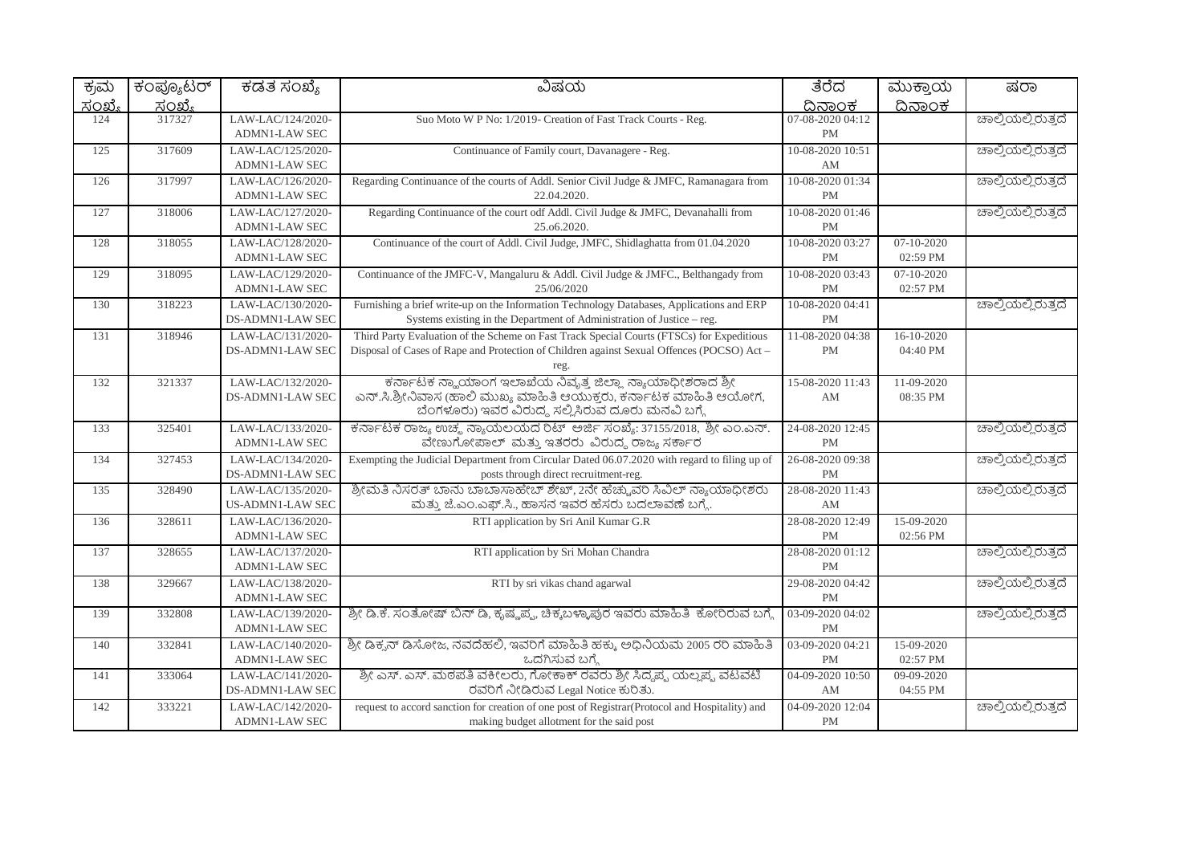| ಕ್ರಮ ಸಂಖ್ಯೆ | ಕಂಪ್ಯೂಟರ್ ಸಂಖ್ಯೆ | ಕಡತ ಸಂಖ್ಯೆ | ವಿಷಯ | ತೆರೆದ ದಿನಾಂಕ | ಮುಕ್ತಾಯ ದಿನಾಂಕ | ಷರಾ |
|---|---|---|---|---|---|---|
| 124 | 317327 | LAW-LAC/124/2020-ADMN1-LAW SEC | Suo Moto W P No: 1/2019- Creation of Fast Track Courts - Reg. | 07-08-2020 04:12 PM | | ಚಾಲ್ತಿಯಲ್ಲಿರುತ್ತದೆ |
| 125 | 317609 | LAW-LAC/125/2020-ADMN1-LAW SEC | Continuance of Family court, Davanagere - Reg. | 10-08-2020 10:51 AM | | ಚಾಲ್ತಿಯಲ್ಲಿರುತ್ತದೆ |
| 126 | 317997 | LAW-LAC/126/2020-ADMN1-LAW SEC | Regarding Continuance of the courts of Addl. Senior Civil Judge & JMFC, Ramanagara from 22.04.2020. | 10-08-2020 01:34 PM | | ಚಾಲ್ತಿಯಲ್ಲಿರುತ್ತದೆ |
| 127 | 318006 | LAW-LAC/127/2020-ADMN1-LAW SEC | Regarding Continuance of the court odf Addl. Civil Judge & JMFC, Devanahalli from 25.o6.2020. | 10-08-2020 01:46 PM | | ಚಾಲ್ತಿಯಲ್ಲಿರುತ್ತದೆ |
| 128 | 318055 | LAW-LAC/128/2020-ADMN1-LAW SEC | Continuance of the court of Addl. Civil Judge, JMFC, Shidlaghatta from 01.04.2020 | 10-08-2020 03:27 PM | 07-10-2020 02:59 PM | |
| 129 | 318095 | LAW-LAC/129/2020-ADMN1-LAW SEC | Continuance of the JMFC-V, Mangaluru & Addl. Civil Judge & JMFC., Belthangady from 25/06/2020 | 10-08-2020 03:43 PM | 07-10-2020 02:57 PM | |
| 130 | 318223 | LAW-LAC/130/2020-DS-ADMN1-LAW SEC | Furnishing a brief write-up on the Information Technology Databases, Applications and ERP Systems existing in the Department of Administration of Justice – reg. | 10-08-2020 04:41 PM | | ಚಾಲ್ತಿಯಲ್ಲಿರುತ್ತದೆ |
| 131 | 318946 | LAW-LAC/131/2020-DS-ADMN1-LAW SEC | Third Party Evaluation of the Scheme on Fast Track Special Courts (FTSCs) for Expeditious Disposal of Cases of Rape and Protection of Children against Sexual Offences (POCSO) Act – reg. | 11-08-2020 04:38 PM | 16-10-2020 04:40 PM | |
| 132 | 321337 | LAW-LAC/132/2020-DS-ADMN1-LAW SEC | ಕರ್ನಾಟಕ ನ್ಯಾಯಾಂಗ ಇಲಾಖೆಯ ನಿವೃತ್ತ ಜಿಲ್ಲಾ ನ್ಯಾಯಾಧೀಶರಾದ ಶ್ರೀ ಎನ್.ಸಿ.ಶ್ರೀನಿವಾಸ (ಹಾಲಿ ಮುಖ್ಯ ಮಾಹಿತಿ ಆಯುಕ್ತರು, ಕರ್ನಾಟಕ ಮಾಹಿತಿ ಆಯೋಗ, ಬೆಂಗಳೂರು) ಇವರ ವಿರುದ್ಧ ಸಲ್ಲಿಸಿರುವ ದೂರು ಮನವಿ ಬಗ್ಗೆ | 15-08-2020 11:43 AM | 11-09-2020 08:35 PM | |
| 133 | 325401 | LAW-LAC/133/2020-ADMN1-LAW SEC | ಕರ್ನಾಟಕ ರಾಜ್ಯ ಉಚ್ಛ ನ್ಯಾಯಲಯದ ರಿಟ್ ಅರ್ಜಿ ಸಂಖ್ಯೆ: 37155/2018, ಶ್ರೀ ಎಂ.ಎನ್. ವೇಣುಗೋಪಾಲ್ ಮತ್ತು ಇತರರು ವಿರುದ್ಧ ರಾಜ್ಯ ಸರ್ಕಾರ | 24-08-2020 12:45 PM | | ಚಾಲ್ತಿಯಲ್ಲಿರುತ್ತದೆ |
| 134 | 327453 | LAW-LAC/134/2020-DS-ADMN1-LAW SEC | Exempting the Judicial Department from Circular Dated 06.07.2020 with regard to filing up of posts through direct recruitment-reg. | 26-08-2020 09:38 PM | | ಚಾಲ್ತಿಯಲ್ಲಿರುತ್ತದೆ |
| 135 | 328490 | LAW-LAC/135/2020-US-ADMN1-LAW SEC | ಶ್ರೀಮತಿ ನಿಸರತ್ ಬಾನು ಬಾಬಾಸಾಹೇಬ್ ಶೇಖ್, 2ನೇ ಹೆಚ್ಚುವರಿ ಸಿವಿಲ್ ನ್ಯಾಯಾಧೀಶರು ಮತ್ತು ಜೆ.ಎಂ.ಎಫ್.ಸಿ., ಹಾಸನ ಇವರ ಹೆಸರು ಬದಲಾವಣೆ ಬಗ್ಗೆ. | 28-08-2020 11:43 AM | | ಚಾಲ್ತಿಯಲ್ಲಿರುತ್ತದೆ |
| 136 | 328611 | LAW-LAC/136/2020-ADMN1-LAW SEC | RTI application by Sri Anil Kumar G.R | 28-08-2020 12:49 PM | 15-09-2020 02:56 PM | |
| 137 | 328655 | LAW-LAC/137/2020-ADMN1-LAW SEC | RTI application by Sri Mohan Chandra | 28-08-2020 01:12 PM | | ಚಾಲ್ತಿಯಲ್ಲಿರುತ್ತದೆ |
| 138 | 329667 | LAW-LAC/138/2020-ADMN1-LAW SEC | RTI by sri vikas chand agarwal | 29-08-2020 04:42 PM | | ಚಾಲ್ತಿಯಲ್ಲಿರುತ್ತದೆ |
| 139 | 332808 | LAW-LAC/139/2020-ADMN1-LAW SEC | ಶ್ರೀ ಡಿ.ಕೆ. ಸಂತೋಷ್ ಬಿನ್ ಡಿ, ಕೃಷ್ಣಪ್ಪ, ಚಿಕ್ಕಬಳ್ಳಾಪುರ ಇವರು ಮಾಹಿತಿ ಕೋರಿರುವ ಬಗ್ಗೆ | 03-09-2020 04:02 PM | | ಚಾಲ್ತಿಯಲ್ಲಿರುತ್ತದೆ |
| 140 | 332841 | LAW-LAC/140/2020-ADMN1-LAW SEC | ಶ್ರೀ ಡಿಕ್ಸನ್ ಡಿಸೋಜ, ನವದೆಹಲಿ, ಇವರಿಗೆ ಮಾಹಿತಿ ಹಕ್ಕು ಅಧಿನಿಯಮ 2005 ರರಿ ಮಾಹಿತಿ ಒದಗಿಸುವ ಬಗ್ಗೆ | 03-09-2020 04:21 PM | 15-09-2020 02:57 PM | |
| 141 | 333064 | LAW-LAC/141/2020-DS-ADMN1-LAW SEC | ಶ್ರೀ ಎಸ್. ಎಸ್. ಮಠಪತಿ ವಕೀಲರು, ಗೋಕಾಕ್ ರವರು ಶ್ರೀ ಸಿದ್ದಪ್ಪ ಯಲ್ಲಪ್ಪ ವಟವಟಿ ರವರಿಗೆ ನೀಡಿರುವ Legal Notice ಕುರಿತು. | 04-09-2020 10:50 AM | 09-09-2020 04:55 PM | |
| 142 | 333221 | LAW-LAC/142/2020-ADMN1-LAW SEC | request to accord sanction for creation of one post of Registrar(Protocol and Hospitality) and making budget allotment for the said post | 04-09-2020 12:04 PM | | ಚಾಲ್ತಿಯಲ್ಲಿರುತ್ತದೆ |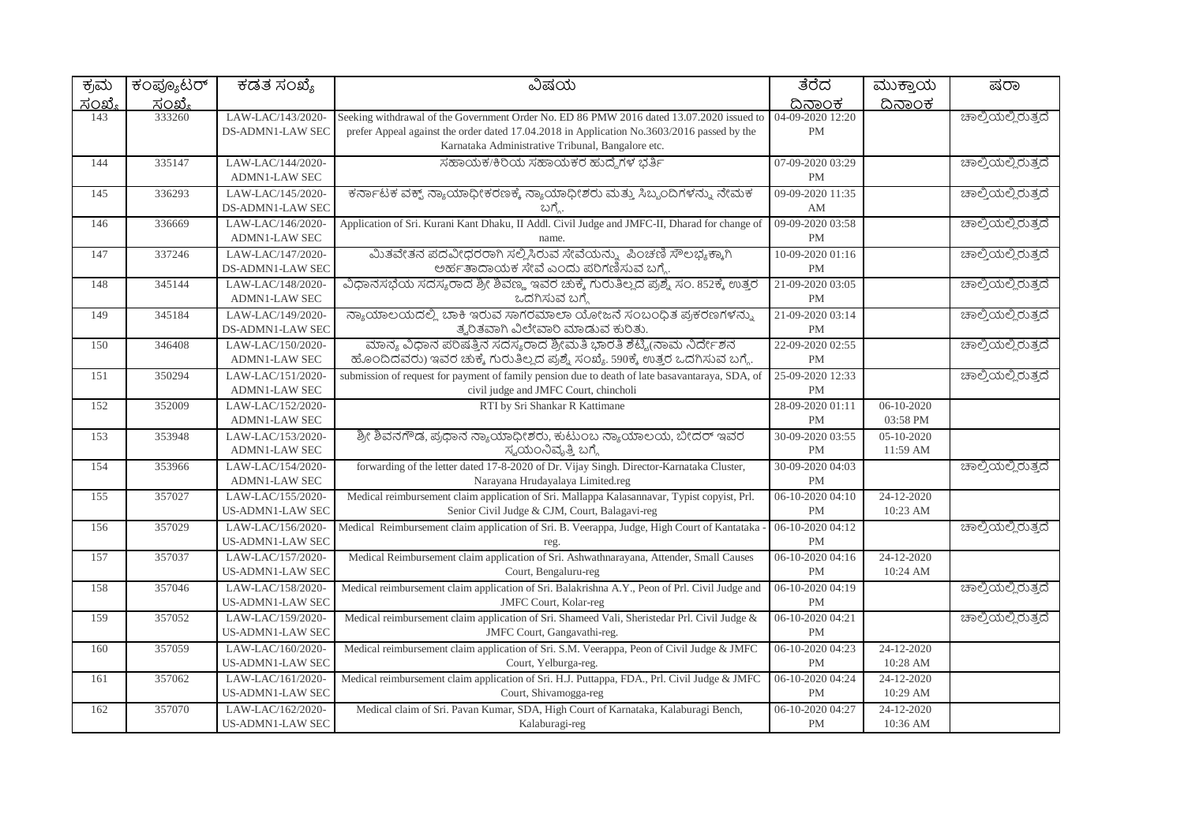| ಕ್ರಮ ಸಂಖ್ಯೆ | ಕಂಪ್ಯೂಟರ್ ಸಂಖ್ಯೆ | ಕಡತ ಸಂಖ್ಯೆ | ವಿಷಯ | ತೆರೆದ ದಿನಾಂಕ | ಮುಕ್ತಾಯ ದಿನಾಂಕ | ಷರಾ |
|---|---|---|---|---|---|---|
| 143 | 333260 | LAW-LAC/143/2020-DS-ADMN1-LAW SEC | Seeking withdrawal of the Government Order No. ED 86 PMW 2016 dated 13.07.2020 issued to prefer Appeal against the order dated 17.04.2018 in Application No.3603/2016 passed by the Karnataka Administrative Tribunal, Bangalore etc. | 04-09-2020 12:20 PM | | ಚಾಲ್ತಿಯಲ್ಲಿರುತ್ತದೆ |
| 144 | 335147 | LAW-LAC/144/2020-ADMN1-LAW SEC | ಸಹಾಯಕ/ಕಿರಿಯ ಸಹಾಯಕರ ಹುದ್ದೆಗಳ ಭರ್ತಿ | 07-09-2020 03:29 PM | | ಚಾಲ್ತಿಯಲ್ಲಿರುತ್ತದೆ |
| 145 | 336293 | LAW-LAC/145/2020-DS-ADMN1-LAW SEC | ಕರ್ನಾಟಕ ವಕ್ಫ್ ನ್ಯಾಯಾಧೀಕರಣಕ್ಕೆ ನ್ಯಾಯಾಧೀಶರು ಮತ್ತು ಸಿಬ್ಬಂದಿಗಳನ್ನು ನೇಮಕ ಬಗ್ಗೆ. | 09-09-2020 11:35 AM | | ಚಾಲ್ತಿಯಲ್ಲಿರುತ್ತದೆ |
| 146 | 336669 | LAW-LAC/146/2020-ADMN1-LAW SEC | Application of Sri. Kurani Kant Dhaku, II Addl. Civil Judge and JMFC-II, Dharad for change of name. | 09-09-2020 03:58 PM | | ಚಾಲ್ತಿಯಲ್ಲಿರುತ್ತದೆ |
| 147 | 337246 | LAW-LAC/147/2020-DS-ADMN1-LAW SEC | ಮಿತವೇತನ ಪದವೀಧರರಾಗಿ ಸಲ್ಲಿಸಿರುವ ಸೇವೆಯನ್ನು ಪಿಂಚಣಿ ಸೌಲಭ್ಯಕ್ಕಾಗಿ ಅರ್ಹತಾದಾಯಕ ಸೇವೆ ಎಂದು ಪರಿಗಣಿಸುವ ಬಗ್ಗೆ. | 10-09-2020 01:16 PM | | ಚಾಲ್ತಿಯಲ್ಲಿರುತ್ತದೆ |
| 148 | 345144 | LAW-LAC/148/2020-ADMN1-LAW SEC | ವಿಧಾನಸಭೆಯ ಸದಸ್ಯರಾದ ಶ್ರೀ ಶಿವಣ್ಣ ಇವರ ಚುಕ್ಕೆ ಗುರುತಿಲ್ಲದ ಪ್ರಶ್ನೆ ಸಂ. 852ಕ್ಕೆ ಉತ್ತರ ಒದಗಿಸುವ ಬಗ್ಗೆ | 21-09-2020 03:05 PM | | ಚಾಲ್ತಿಯಲ್ಲಿರುತ್ತದೆ |
| 149 | 345184 | LAW-LAC/149/2020-DS-ADMN1-LAW SEC | ನ್ಯಾಯಾಲಯದಲ್ಲಿ ಬಾಕಿ ಇರುವ ಸಾಗರಮಾಲಾ ಯೋಜನೆ ಸಂಬಂಧಿತ ಪ್ರಕರಣಗಳನ್ನು ತ್ವರಿತವಾಗಿ ವಿಲೇವಾರಿ ಮಾಡುವ ಕುರಿತು. | 21-09-2020 03:14 PM | | ಚಾಲ್ತಿಯಲ್ಲಿರುತ್ತದೆ |
| 150 | 346408 | LAW-LAC/150/2020-ADMN1-LAW SEC | ಮಾನ್ಯ ವಿಧಾನ ಪರಿಷತ್ತಿನ ಸದಸ್ಯರಾದ ಶ್ರೀಮತಿ ಭಾರತಿ ಶೆಟ್ಟಿ(ನಾಮ ನಿರ್ದೇಶನ ಹೊಂದಿದವರು) ಇವರ ಚುಕ್ಕೆ ಗುರುತಿಲ್ಲದ ಪ್ರಶ್ನೆ ಸಂಖ್ಯೆ. 590ಕ್ಕೆ ಉತ್ತರ ಒದಗಿಸುವ ಬಗ್ಗೆ. | 22-09-2020 02:55 PM | | ಚಾಲ್ತಿಯಲ್ಲಿರುತ್ತದೆ |
| 151 | 350294 | LAW-LAC/151/2020-ADMN1-LAW SEC | submission of request for payment of family pension due to death of late basavantaraya, SDA, of civil judge and JMFC Court, chincholi | 25-09-2020 12:33 PM | | ಚಾಲ್ತಿಯಲ್ಲಿರುತ್ತದೆ |
| 152 | 352009 | LAW-LAC/152/2020-ADMN1-LAW SEC | RTI by Sri Shankar R Kattimane | 28-09-2020 01:11 PM | 06-10-2020 03:58 PM | |
| 153 | 353948 | LAW-LAC/153/2020-ADMN1-LAW SEC | ಶ್ರೀ ಶಿವನಗೌಡ, ಪ್ರಧಾನ ನ್ಯಾಯಾಧೀಶರು, ಕುಟುಂಬ ನ್ಯಾಯಾಲಯ, ಬೀದರ್ ಇವರ ಸ್ವಯಂನಿವೃತ್ತಿ ಬಗ್ಗೆ | 30-09-2020 03:55 PM | 05-10-2020 11:59 AM | |
| 154 | 353966 | LAW-LAC/154/2020-ADMN1-LAW SEC | forwarding of the letter dated 17-8-2020 of Dr. Vijay Singh. Director-Karnataka Cluster, Narayana Hrudayalaya Limited.reg | 30-09-2020 04:03 PM | | ಚಾಲ್ತಿಯಲ್ಲಿರುತ್ತದೆ |
| 155 | 357027 | LAW-LAC/155/2020-US-ADMN1-LAW SEC | Medical reimbursement claim application of Sri. Mallappa Kalasannavar, Typist copyist, Prl. Senior Civil Judge & CJM, Court, Balagavi-reg | 06-10-2020 04:10 PM | 24-12-2020 10:23 AM | |
| 156 | 357029 | LAW-LAC/156/2020-US-ADMN1-LAW SEC | Medical Reimbursement claim application of Sri. B. Veerappa, Judge, High Court of Kantataka - reg. | 06-10-2020 04:12 PM | | ಚಾಲ್ತಿಯಲ್ಲಿರುತ್ತದೆ |
| 157 | 357037 | LAW-LAC/157/2020-US-ADMN1-LAW SEC | Medical Reimbursement claim application of Sri. Ashwathnarayana, Attender, Small Causes Court, Bengaluru-reg | 06-10-2020 04:16 PM | 24-12-2020 10:24 AM | |
| 158 | 357046 | LAW-LAC/158/2020-US-ADMN1-LAW SEC | Medical reimbursement claim application of Sri. Balakrishna A.Y., Peon of Prl. Civil Judge and JMFC Court, Kolar-reg | 06-10-2020 04:19 PM | | ಚಾಲ್ತಿಯಲ್ಲಿರುತ್ತದೆ |
| 159 | 357052 | LAW-LAC/159/2020-US-ADMN1-LAW SEC | Medical reimbursement claim application of Sri. Shameed Vali, Sheristedar Prl. Civil Judge & JMFC Court, Gangavathi-reg. | 06-10-2020 04:21 PM | | ಚಾಲ್ತಿಯಲ್ಲಿರುತ್ತದೆ |
| 160 | 357059 | LAW-LAC/160/2020-US-ADMN1-LAW SEC | Medical reimbursement claim application of Sri. S.M. Veerappa, Peon of Civil Judge & JMFC Court, Yelburga-reg. | 06-10-2020 04:23 PM | 24-12-2020 10:28 AM | |
| 161 | 357062 | LAW-LAC/161/2020-US-ADMN1-LAW SEC | Medical reimbursement claim application of Sri. H.J. Puttappa, FDA., Prl. Civil Judge & JMFC Court, Shivamogga-reg | 06-10-2020 04:24 PM | 24-12-2020 10:29 AM | |
| 162 | 357070 | LAW-LAC/162/2020-US-ADMN1-LAW SEC | Medical claim of Sri. Pavan Kumar, SDA, High Court of Karnataka, Kalaburagi Bench, Kalaburagi-reg | 06-10-2020 04:27 PM | 24-12-2020 10:36 AM | |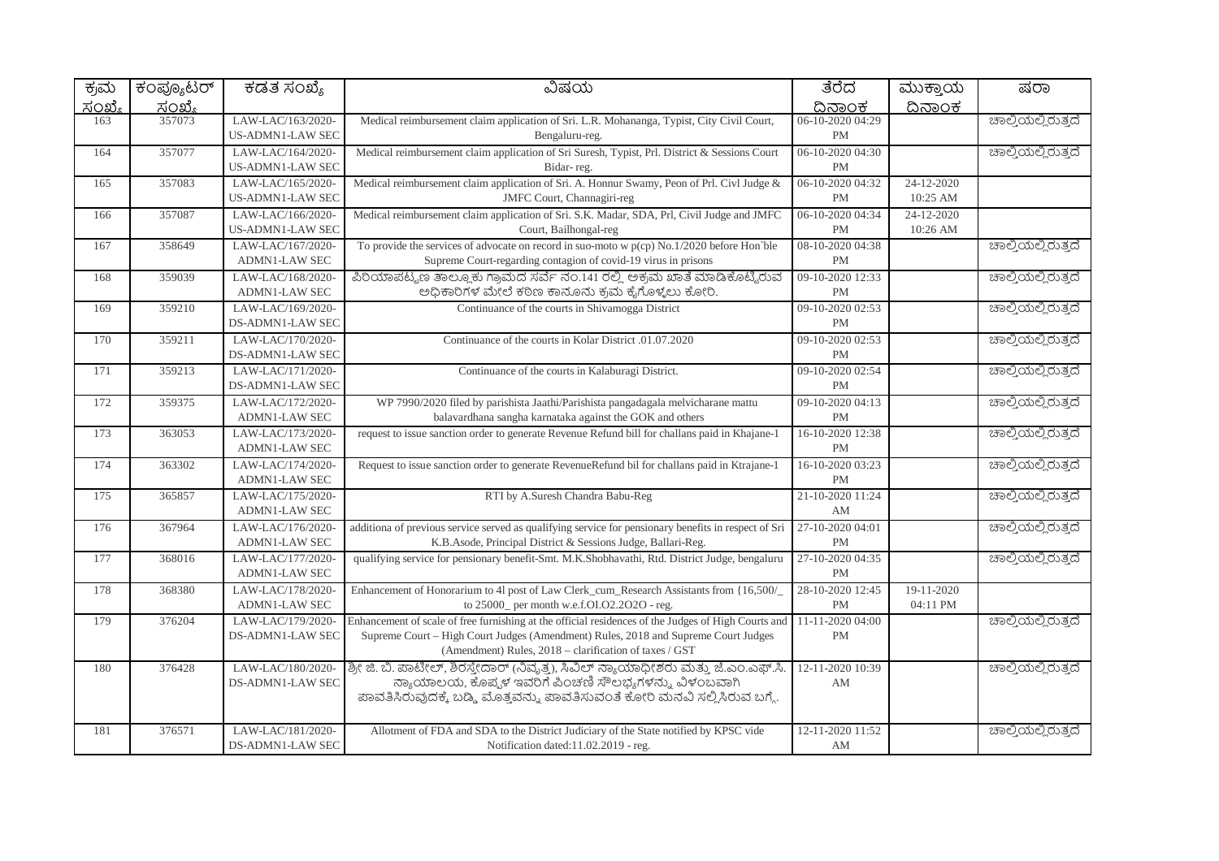| ಕ್ರಮ ಸಂಖ್ಯೆ | ಕಂಪ್ಯೂಟರ್ ಸಂಖ್ಯೆ | ಕಡತ ಸಂಖ್ಯೆ | ವಿಷಯ | ತೆರೆದ ದಿನಾಂಕ | ಮುಕ್ತಾಯ ದಿನಾಂಕ | ಷರಾ |
|---|---|---|---|---|---|---|
| 163 | 357073 | LAW-LAC/163/2020-US-ADMN1-LAW SEC | Medical reimbursement claim application of Sri. L.R. Mohananga, Typist, City Civil Court, Bengaluru-reg. | 06-10-2020 04:29 PM | | ಚಾಲ್ತಿಯಲ್ಲಿರುತ್ತದೆ |
| 164 | 357077 | LAW-LAC/164/2020-US-ADMN1-LAW SEC | Medical reimbursement claim application of Sri Suresh, Typist, Prl. District & Sessions Court Bidar- reg. | 06-10-2020 04:30 PM | | ಚಾಲ್ತಿಯಲ್ಲಿರುತ್ತದೆ |
| 165 | 357083 | LAW-LAC/165/2020-US-ADMN1-LAW SEC | Medical reimbursement claim application of Sri. A. Honnur Swamy, Peon of Prl. Civl Judge & JMFC Court, Channagiri-reg | 06-10-2020 04:32 PM | 24-12-2020 10:25 AM | |
| 166 | 357087 | LAW-LAC/166/2020-US-ADMN1-LAW SEC | Medical reimbursement claim application of Sri. S.K. Madar, SDA, Prl, Civil Judge and JMFC Court, Bailhongal-reg | 06-10-2020 04:34 PM | 24-12-2020 10:26 AM | |
| 167 | 358649 | LAW-LAC/167/2020-ADMN1-LAW SEC | To provide the services of advocate on record in suo-moto w p(cp) No.1/2020 before Hon`ble Supreme Court-regarding contagion of covid-19 virus in prisons | 08-10-2020 04:38 PM | | ಚಾಲ್ತಿಯಲ್ಲಿರುತ್ತದೆ |
| 168 | 359039 | LAW-LAC/168/2020-ADMN1-LAW SEC | ಪಿರಿಯಾಪಟ್ಟಣ ತಾಲ್ಲೂಕು ಗ್ರಾಮದ ಸರ್ವೆ ನಂ.141 ರಲ್ಲಿ ಅಕ್ರಮ ಖಾತೆ ಮಾಡಿಕೊಟ್ಟಿರುವ ಅಧಿಕಾರಿಗಳ ಮೇಲೆ ಕಠಿಣ ಕಾನೂನು ಕ್ರಮ ಕೈಗೊಳ್ಳಲು ಕೋರಿ. | 09-10-2020 12:33 PM | | ಚಾಲ್ತಿಯಲ್ಲಿರುತ್ತದೆ |
| 169 | 359210 | LAW-LAC/169/2020-DS-ADMN1-LAW SEC | Continuance of the courts in Shivamogga District | 09-10-2020 02:53 PM | | ಚಾಲ್ತಿಯಲ್ಲಿರುತ್ತದೆ |
| 170 | 359211 | LAW-LAC/170/2020-DS-ADMN1-LAW SEC | Continuance of the courts in Kolar District .01.07.2020 | 09-10-2020 02:53 PM | | ಚಾಲ್ತಿಯಲ್ಲಿರುತ್ತದೆ |
| 171 | 359213 | LAW-LAC/171/2020-DS-ADMN1-LAW SEC | Continuance of the courts in Kalaburagi District. | 09-10-2020 02:54 PM | | ಚಾಲ್ತಿಯಲ್ಲಿರುತ್ತದೆ |
| 172 | 359375 | LAW-LAC/172/2020-ADMN1-LAW SEC | WP 7990/2020 filed by parishista Jaathi/Parishista pangadagala melvicharane mattu balavardhana sangha karnataka against the GOK and others | 09-10-2020 04:13 PM | | ಚಾಲ್ತಿಯಲ್ಲಿರುತ್ತದೆ |
| 173 | 363053 | LAW-LAC/173/2020-ADMN1-LAW SEC | request to issue sanction order to generate Revenue Refund bill for challans paid in Khajane-1 | 16-10-2020 12:38 PM | | ಚಾಲ್ತಿಯಲ್ಲಿರುತ್ತದೆ |
| 174 | 363302 | LAW-LAC/174/2020-ADMN1-LAW SEC | Request to issue sanction order to generate RevenueRefund bil for challans paid in Ktrajane-1 | 16-10-2020 03:23 PM | | ಚಾಲ್ತಿಯಲ್ಲಿರುತ್ತದೆ |
| 175 | 365857 | LAW-LAC/175/2020-ADMN1-LAW SEC | RTI by A.Suresh Chandra Babu-Reg | 21-10-2020 11:24 AM | | ಚಾಲ್ತಿಯಲ್ಲಿರುತ್ತದೆ |
| 176 | 367964 | LAW-LAC/176/2020-ADMN1-LAW SEC | additiona of previous service served as qualifying service for pensionary benefits in respect of Sri K.B.Asode, Principal District & Sessions Judge, Ballari-Reg. | 27-10-2020 04:01 PM | | ಚಾಲ್ತಿಯಲ್ಲಿರುತ್ತದೆ |
| 177 | 368016 | LAW-LAC/177/2020-ADMN1-LAW SEC | qualifying service for pensionary benefit-Smt. M.K.Shobhavathi, Rtd. District Judge, bengaluru | 27-10-2020 04:35 PM | | ಚಾಲ್ತಿಯಲ್ಲಿರುತ್ತದೆ |
| 178 | 368380 | LAW-LAC/178/2020-ADMN1-LAW SEC | Enhancement of Honorarium to 4l post of Law Clerk_cum_Research Assistants from {16,500/_ to 25000_ per month w.e.f.OI.O2.2O2O - reg. | 28-10-2020 12:45 PM | 19-11-2020 04:11 PM | |
| 179 | 376204 | LAW-LAC/179/2020-DS-ADMN1-LAW SEC | Enhancement of scale of free furnishing at the official residences of the Judges of High Courts and Supreme Court – High Court Judges (Amendment) Rules, 2018 and Supreme Court Judges (Amendment) Rules, 2018 – clarification of taxes / GST | 11-11-2020 04:00 PM | | ಚಾಲ್ತಿಯಲ್ಲಿರುತ್ತದೆ |
| 180 | 376428 | LAW-LAC/180/2020-DS-ADMN1-LAW SEC | ಶ್ರೀ ಜಿ. ಬಿ. ಪಾಟೀಲ್, ಶಿರಸ್ತೇದಾರ್ (ನಿವೃತ್ತ), ಸಿವಿಲ್ ನ್ಯಾಯಾಧೀಶರು ಮತ್ತು ಜೆ.ಎಂ.ಎಫ್.ಸಿ. ನ್ಯಾಯಾಲಯ, ಕೊಪ್ಪಳ ಇವರಿಗೆ ಪಿಂಚಣಿ ಸೌಲಭ್ಯಗಳನ್ನು ವಿಳಂಬವಾಗಿ ಪಾವತಿಸಿರುವುದಕ್ಕೆ ಬಡ್ಡಿ ಮೊತ್ತವನ್ನು ಪಾವತಿಸುವಂತೆ ಕೋರಿ ಮನವಿ ಸಲ್ಲಿಸಿರುವ ಬಗ್ಗೆ. | 12-11-2020 10:39 AM | | ಚಾಲ್ತಿಯಲ್ಲಿರುತ್ತದೆ |
| 181 | 376571 | LAW-LAC/181/2020-DS-ADMN1-LAW SEC | Allotment of FDA and SDA to the District Judiciary of the State notified by KPSC vide Notification dated:11.02.2019 - reg. | 12-11-2020 11:52 AM | | ಚಾಲ್ತಿಯಲ್ಲಿರುತ್ತದೆ |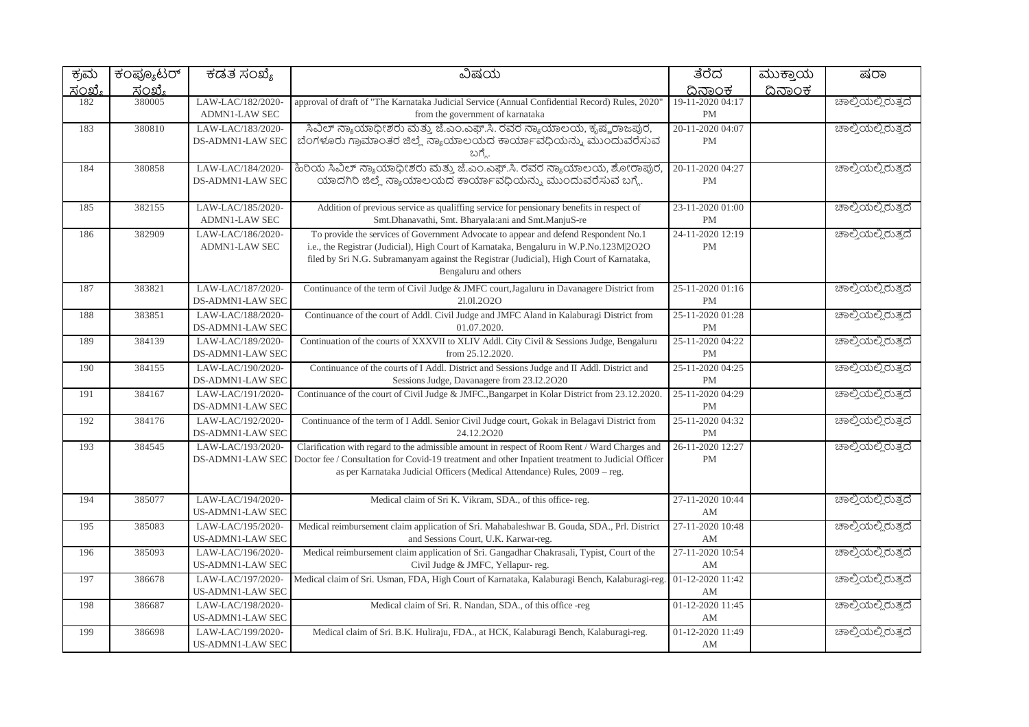| ಕ್ರಮ ಸಂಖ್ಯೆ | ಕಂಪ್ಯೂಟರ್ ಸಂಖ್ಯೆ | ಕಡತ ಸಂಖ್ಯೆ | ವಿಷಯ | ತೆರೆದ ದಿನಾಂಕ | ಮುಕ್ತಾಯ ದಿನಾಂಕ | ಷರಾ |
|---|---|---|---|---|---|---|
| 182 | 380005 | LAW-LAC/182/2020-ADMN1-LAW SEC | approval of draft of "The Karnataka Judicial Service (Annual Confidential Record) Rules, 2020" from the government of karnataka | 19-11-2020 04:17 PM | | ಚಾಲ್ತಿಯಲ್ಲಿರುತ್ತದೆ |
| 183 | 380810 | LAW-LAC/183/2020-DS-ADMN1-LAW SEC | ಸಿವಿಲ್ ನ್ಯಾಯಾಧೀಶರು ಮತ್ತು ಜೆ.ಎಂ.ಎಫ್.ಸಿ. ರವರ ನ್ಯಾಯಾಲಯ, ಕೃಷ್ಣರಾಜಪುರ, ಬೆಂಗಳೂರು ಗ್ರಾಮಾಂತರ ಜಿಲ್ಲೆ ನ್ಯಾಯಾಲಯದ ಕಾರ್ಯಾವಧಿಯನ್ನು ಮುಂದುವರೆಸುವ ಬಗ್ಗೆ. | 20-11-2020 04:07 PM | | ಚಾಲ್ತಿಯಲ್ಲಿರುತ್ತದೆ |
| 184 | 380858 | LAW-LAC/184/2020-DS-ADMN1-LAW SEC | ಹಿರಿಯ ಸಿವಿಲ್ ನ್ಯಾಯಾಧೀಶರು ಮತ್ತು ಜೆ.ಎಂ.ಎಫ್.ಸಿ. ರವರ ನ್ಯಾಯಾಲಯ, ಶೋರಾಪುರ, ಯಾದಗಿರಿ ಜಿಲ್ಲೆ ನ್ಯಾಯಾಲಯದ ಕಾರ್ಯಾವಧಿಯನ್ನು ಮುಂದುವರೆಸುವ ಬಗ್ಗೆ. | 20-11-2020 04:27 PM | | ಚಾಲ್ತಿಯಲ್ಲಿರುತ್ತದೆ |
| 185 | 382155 | LAW-LAC/185/2020-ADMN1-LAW SEC | Addition of previous service as qualiffing service for pensionary benefits in respect of Smt.Dhanavathi, Smt. Bharyala:ani and Smt.ManjuS-re | 23-11-2020 01:00 PM | | ಚಾಲ್ತಿಯಲ್ಲಿರುತ್ತದೆ |
| 186 | 382909 | LAW-LAC/186/2020-ADMN1-LAW SEC | To provide the services of Government Advocate to appear and defend Respondent No.1 i.e., the Registrar (Judicial), High Court of Karnataka, Bengaluru in W.P.No.123M\|2O2O filed by Sri N.G. Subramanyam against the Registrar (Judicial), High Court of Karnataka, Bengaluru and others | 24-11-2020 12:19 PM | | ಚಾಲ್ತಿಯಲ್ಲಿರುತ್ತದೆ |
| 187 | 383821 | LAW-LAC/187/2020-DS-ADMN1-LAW SEC | Continuance of the term of Civil Judge & JMFC court,Jagaluru in Davanagere District from 2l.0l.2O2O | 25-11-2020 01:16 PM | | ಚಾಲ್ತಿಯಲ್ಲಿರುತ್ತದೆ |
| 188 | 383851 | LAW-LAC/188/2020-DS-ADMN1-LAW SEC | Continuance of the court of Addl. Civil Judge and JMFC Aland in Kalaburagi District from 01.07.2020. | 25-11-2020 01:28 PM | | ಚಾಲ್ತಿಯಲ್ಲಿರುತ್ತದೆ |
| 189 | 384139 | LAW-LAC/189/2020-DS-ADMN1-LAW SEC | Continuation of the courts of XXXVII to XLIV Addl. City Civil & Sessions Judge, Bengaluru from 25.12.2020. | 25-11-2020 04:22 PM | | ಚಾಲ್ತಿಯಲ್ಲಿರುತ್ತದೆ |
| 190 | 384155 | LAW-LAC/190/2020-DS-ADMN1-LAW SEC | Continuance of the courts of I Addl. District and Sessions Judge and II Addl. District and Sessions Judge, Davanagere from 23.I2.2O20 | 25-11-2020 04:25 PM | | ಚಾಲ್ತಿಯಲ್ಲಿರುತ್ತದೆ |
| 191 | 384167 | LAW-LAC/191/2020-DS-ADMN1-LAW SEC | Continuance of the court of Civil Judge & JMFC.,Bangarpet in Kolar District from 23.12.2020. | 25-11-2020 04:29 PM | | ಚಾಲ್ತಿಯಲ್ಲಿರುತ್ತದೆ |
| 192 | 384176 | LAW-LAC/192/2020-DS-ADMN1-LAW SEC | Continuance of the term of I Addl. Senior Civil Judge court, Gokak in Belagavi District from 24.12.2O20 | 25-11-2020 04:32 PM | | ಚಾಲ್ತಿಯಲ್ಲಿರುತ್ತದೆ |
| 193 | 384545 | LAW-LAC/193/2020-DS-ADMN1-LAW SEC | Clarification with regard to the admissible amount in respect of Room Rent / Ward Charges and Doctor fee / Consultation for Covid-19 treatment and other Inpatient treatment to Judicial Officer as per Karnataka Judicial Officers (Medical Attendance) Rules, 2009 – reg. | 26-11-2020 12:27 PM | | ಚಾಲ್ತಿಯಲ್ಲಿರುತ್ತದೆ |
| 194 | 385077 | LAW-LAC/194/2020-US-ADMN1-LAW SEC | Medical claim of Sri K. Vikram, SDA., of this office- reg. | 27-11-2020 10:44 AM | | ಚಾಲ್ತಿಯಲ್ಲಿರುತ್ತದೆ |
| 195 | 385083 | LAW-LAC/195/2020-US-ADMN1-LAW SEC | Medical reimbursement claim application of Sri. Mahabaleshwar B. Gouda, SDA., Prl. District and Sessions Court, U.K. Karwar-reg. | 27-11-2020 10:48 AM | | ಚಾಲ್ತಿಯಲ್ಲಿರುತ್ತದೆ |
| 196 | 385093 | LAW-LAC/196/2020-US-ADMN1-LAW SEC | Medical reimbursement claim application of Sri. Gangadhar Chakrasali, Typist, Court of the Civil Judge & JMFC, Yellapur- reg. | 27-11-2020 10:54 AM | | ಚಾಲ್ತಿಯಲ್ಲಿರುತ್ತದೆ |
| 197 | 386678 | LAW-LAC/197/2020-US-ADMN1-LAW SEC | Medical claim of Sri. Usman, FDA, High Court of Karnataka, Kalaburagi Bench, Kalaburagi-reg. | 01-12-2020 11:42 AM | | ಚಾಲ್ತಿಯಲ್ಲಿರುತ್ತದೆ |
| 198 | 386687 | LAW-LAC/198/2020-US-ADMN1-LAW SEC | Medical claim of Sri. R. Nandan, SDA., of this office -reg | 01-12-2020 11:45 AM | | ಚಾಲ್ತಿಯಲ್ಲಿರುತ್ತದೆ |
| 199 | 386698 | LAW-LAC/199/2020-US-ADMN1-LAW SEC | Medical claim of Sri. B.K. Huliraju, FDA., at HCK, Kalaburagi Bench, Kalaburagi-reg. | 01-12-2020 11:49 AM | | ಚಾಲ್ತಿಯಲ್ಲಿರುತ್ತದೆ |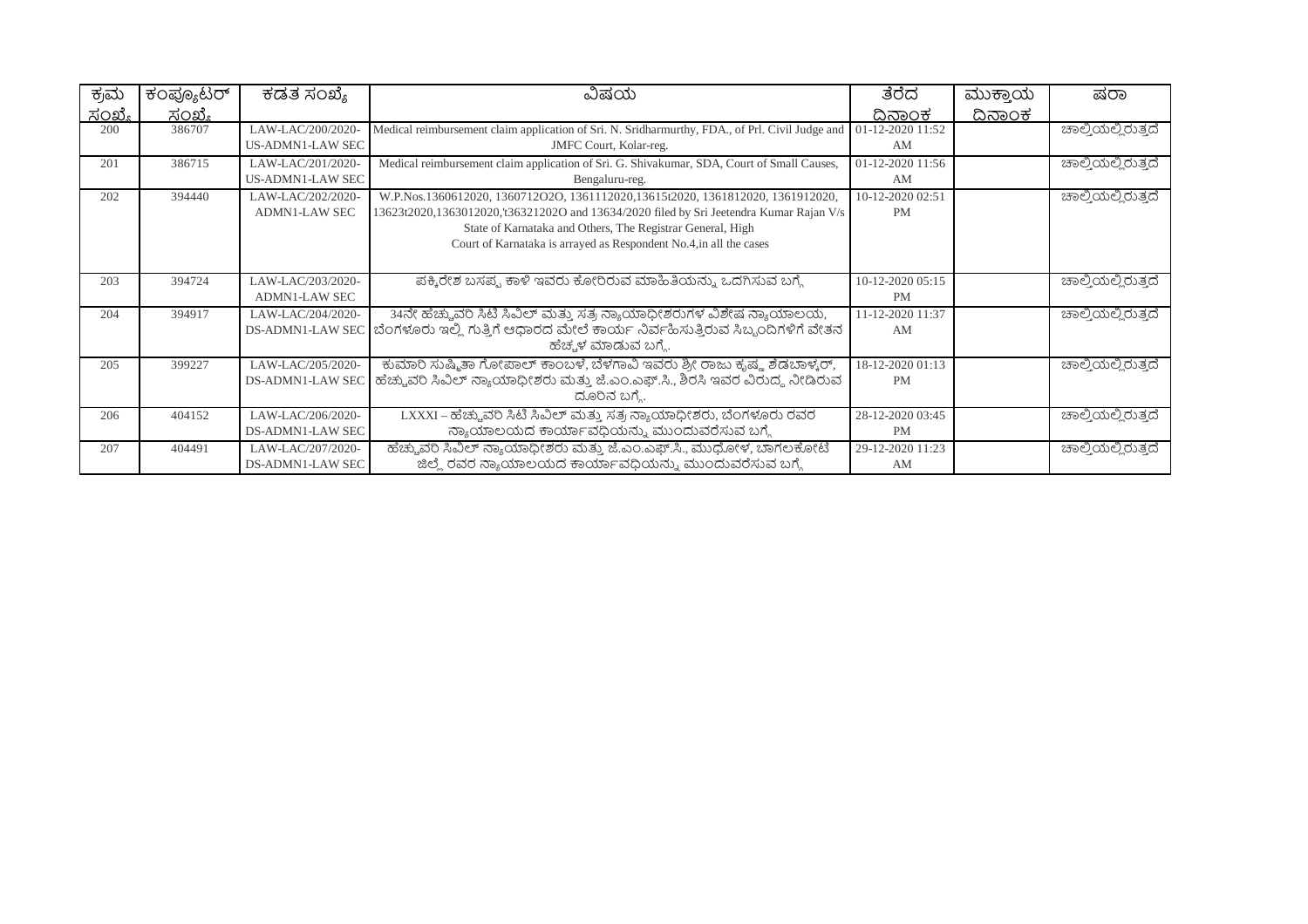| ಕ್ರಮ ಸಂಖ್ಯೆ | ಕಂಪ್ಯೂಟರ್ ಸಂಖ್ಯೆ | ಕಡತ ಸಂಖ್ಯೆ | ವಿಷಯ | ತೆರೆದ ದಿನಾಂಕ | ಮುಕ್ತಾಯ ದಿನಾಂಕ | ಷರಾ |
|---|---|---|---|---|---|---|
| 200 | 386707 | LAW-LAC/200/2020-US-ADMN1-LAW SEC | Medical reimbursement claim application of Sri. N. Sridharmurthy, FDA., of Prl. Civil Judge and JMFC Court, Kolar-reg. | 01-12-2020 11:52 AM | | ಚಾಲ್ತಿಯಲ್ಲಿರುತ್ತದೆ |
| 201 | 386715 | LAW-LAC/201/2020-US-ADMN1-LAW SEC | Medical reimbursement claim application of Sri. G. Shivakumar, SDA, Court of Small Causes, Bengaluru-reg. | 01-12-2020 11:56 AM | | ಚಾಲ್ತಿಯಲ್ಲಿರುತ್ತದೆ |
| 202 | 394440 | LAW-LAC/202/2020-ADMN1-LAW SEC | W.P.Nos.1360612020, 1360712O2O, 1361112020,13615t2020, 1361812020, 1361912020, 13623t2020,1363012020,'t363212020 and 13634/2020 filed by Sri Jeetendra Kumar Rajan V/s State of Karnataka and Others, The Registrar General, High Court of Karnataka is arrayed as Respondent No.4,in all the cases | 10-12-2020 02:51 PM | | ಚಾಲ್ತಿಯಲ್ಲಿರುತ್ತದೆ |
| 203 | 394724 | LAW-LAC/203/2020-ADMN1-LAW SEC | ಪಕ್ಕಿರೇಶ ಬಸಪ್ಪ ಕಾಳೆ ಇವರು ಕೋರಿರುವ ಮಾಹಿತಿಯನ್ನು ಒದಗಿಸುವ ಬಗ್ಗೆ | 10-12-2020 05:15 PM | | ಚಾಲ್ತಿಯಲ್ಲಿರುತ್ತದೆ |
| 204 | 394917 | LAW-LAC/204/2020-DS-ADMN1-LAW SEC | 34ನೇ ಹೆಚ್ಚುವರಿ ಸಿಟಿ ಸಿವಿಲ್ ಮತ್ತು ಸತ್ರ ನ್ಯಾಯಾಧೀಶರುಗಳ ವಿಶೇಷ ನ್ಯಾಯಾಲಯ, ಬೆಂಗಳೂರು ಇಲ್ಲಿ ಗುತ್ತಿಗೆ ಆಧಾರದ ಮೇಲೆ ಕಾರ್ಯ ನಿರ್ವಹಿಸುತ್ತಿರುವ ಸಿಬ್ಬಂದಿಗಳಿಗೆ ವೇತನ ಹೆಚ್ಚಳ ಮಾಡುವ ಬಗ್ಗೆ. | 11-12-2020 11:37 AM | | ಚಾಲ್ತಿಯಲ್ಲಿರುತ್ತದೆ |
| 205 | 399227 | LAW-LAC/205/2020-DS-ADMN1-LAW SEC | ಕುಮಾರಿ ಸುಷ್ಮಿತಾ ಗೋಪಾಲ್ ಕಾಂಬಳೆ, ಬೆಳಗಾವಿ ಇವರು ಶ್ರೀ ರಾಜು ಕೃಷ್ಣ ಶೆಡಬಾಳ್ಕರ್, ಹೆಚ್ಚುವರಿ ಸಿವಿಲ್ ನ್ಯಾಯಾಧೀಶರು ಮತ್ತು ಜೆ.ಎಂ.ಎಫ್.ಸಿ., ಶಿರಸಿ ಇವರ ವಿರುದ್ಧ ನೀಡಿರುವ ದೂರಿನ ಬಗ್ಗೆ. | 18-12-2020 01:13 PM | | ಚಾಲ್ತಿಯಲ್ಲಿರುತ್ತದೆ |
| 206 | 404152 | LAW-LAC/206/2020-DS-ADMN1-LAW SEC | LXXXI – ಹೆಚ್ಚುವರಿ ಸಿಟಿ ಸಿವಿಲ್ ಮತ್ತು ಸತ್ರ ನ್ಯಾಯಾಧೀಶರು, ಬೆಂಗಳೂರು ರವರ ನ್ಯಾಯಾಲಯದ ಕಾರ್ಯಾವಧಿಯನ್ನು ಮುಂದುವರೆಸುವ ಬಗ್ಗೆ | 28-12-2020 03:45 PM | | ಚಾಲ್ತಿಯಲ್ಲಿರುತ್ತದೆ |
| 207 | 404491 | LAW-LAC/207/2020-DS-ADMN1-LAW SEC | ಹೆಚ್ಚುವರಿ ಸಿವಿಲ್ ನ್ಯಾಯಾಧೀಶರು ಮತ್ತು ಜೆ.ಎಂ.ಎಫ್.ಸಿ., ಮುಧೋಳ, ಬಾಗಲಕೋಟೆ ಜಿಲ್ಲೆ ರವರ ನ್ಯಾಯಾಲಯದ ಕಾರ್ಯಾವಧಿಯನ್ನು ಮುಂದುವರೆಸುವ ಬಗ್ಗೆ | 29-12-2020 11:23 AM | | ಚಾಲ್ತಿಯಲ್ಲಿರುತ್ತದೆ |